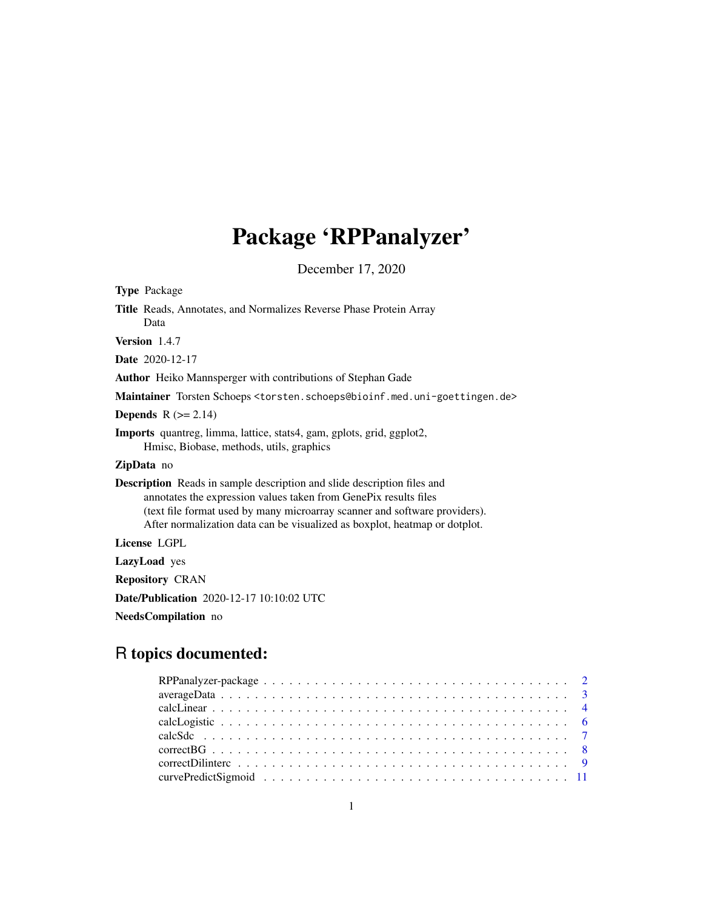# Package 'RPPanalyzer'

December 17, 2020

**Type** Package

**Title** Reads, Annotates, and Normalizes Reverse Phase Protein Array Data

**Version** 1.4.7

**Date** 2020-12-17

**Author** Heiko Mannsperger with contributions of Stephan Gade

**Maintainer** Torsten Schoeps <torsten.schoeps@bioinf.med.uni-goettingen.de>

**Depends** R (>= 2.14)

**Imports** quantreg, limma, lattice, stats4, gam, gplots, grid, ggplot2, Hmisc, Biobase, methods, utils, graphics

**ZipData** no

**Description** Reads in sample description and slide description files and annotates the expression values taken from GenePix results files (text file format used by many microarray scanner and software providers). After normalization data can be visualized as boxplot, heatmap or dotplot.

**License** LGPL

**LazyLoad** yes

**Repository** CRAN

**Date/Publication** 2020-12-17 10:10:02 UTC

**NeedsCompilation** no

## R topics documented:

- RPPanalyzer-package . . . . . . . . . . . . . . . . . . . . . . . . . . . . . . . . . . 2
- averageData . . . . . . . . . . . . . . . . . . . . . . . . . . . . . . . . . . . . . . 3
- calcLinear . . . . . . . . . . . . . . . . . . . . . . . . . . . . . . . . . . . . . . . 4
- calcLogistic . . . . . . . . . . . . . . . . . . . . . . . . . . . . . . . . . . . . . . 6
- calcSdc . . . . . . . . . . . . . . . . . . . . . . . . . . . . . . . . . . . . . . . . 7
- correctBG . . . . . . . . . . . . . . . . . . . . . . . . . . . . . . . . . . . . . . . 8
- correctDilinterc . . . . . . . . . . . . . . . . . . . . . . . . . . . . . . . . . . . . 9
- curvePredictSigmoid . . . . . . . . . . . . . . . . . . . . . . . . . . . . . . . . . . 11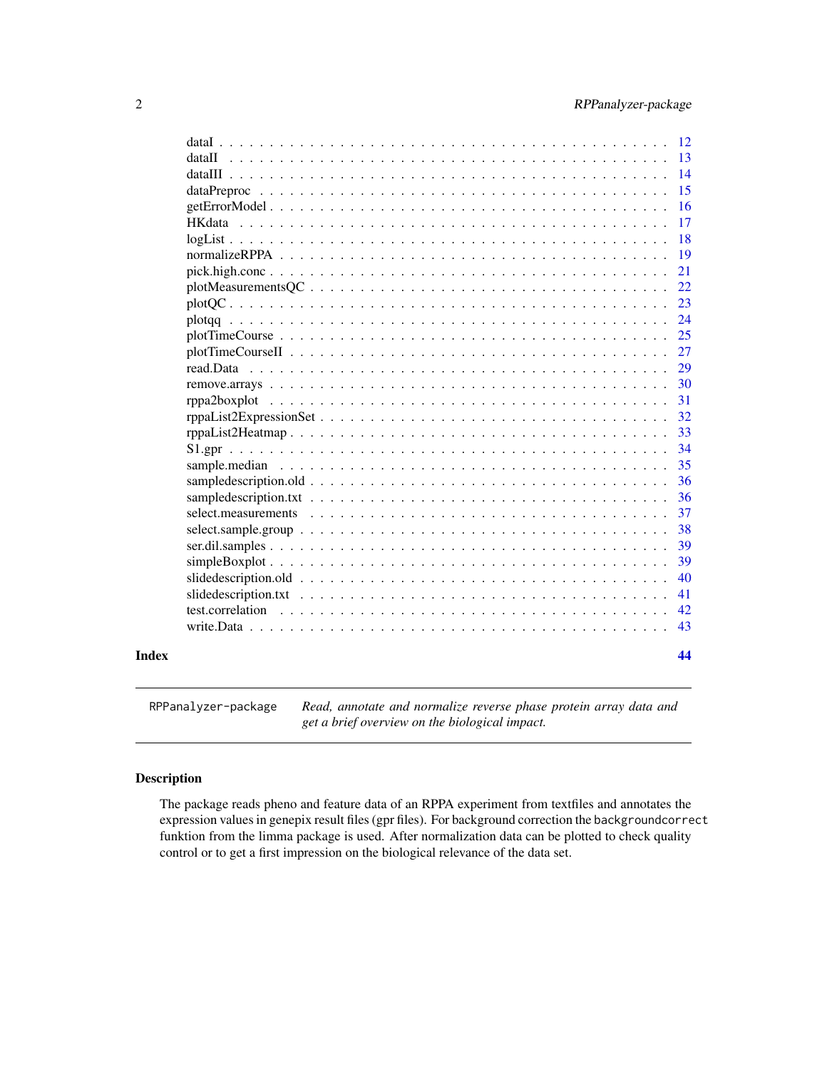dataI . . . . . . . . . . . . . . . . . . . . . . . . . . . . . . . . . . . . . . . . . 12
dataII . . . . . . . . . . . . . . . . . . . . . . . . . . . . . . . . . . . . . . . . . 13
dataIII . . . . . . . . . . . . . . . . . . . . . . . . . . . . . . . . . . . . . . . . . 14
dataPreproc . . . . . . . . . . . . . . . . . . . . . . . . . . . . . . . . . . . . . . . 15
getErrorModel . . . . . . . . . . . . . . . . . . . . . . . . . . . . . . . . . . . . . . 16
HKdata . . . . . . . . . . . . . . . . . . . . . . . . . . . . . . . . . . . . . . . . . 17
logList . . . . . . . . . . . . . . . . . . . . . . . . . . . . . . . . . . . . . . . . . 18
normalizeRPPA . . . . . . . . . . . . . . . . . . . . . . . . . . . . . . . . . . . . . 19
pick.high.conc . . . . . . . . . . . . . . . . . . . . . . . . . . . . . . . . . . . . . 21
plotMeasurementsQC . . . . . . . . . . . . . . . . . . . . . . . . . . . . . . . . . . 22
plotQC . . . . . . . . . . . . . . . . . . . . . . . . . . . . . . . . . . . . . . . . . 23
plotqq . . . . . . . . . . . . . . . . . . . . . . . . . . . . . . . . . . . . . . . . . 24
plotTimeCourse . . . . . . . . . . . . . . . . . . . . . . . . . . . . . . . . . . . . . 25
plotTimeCourseII . . . . . . . . . . . . . . . . . . . . . . . . . . . . . . . . . . . . 27
read.Data . . . . . . . . . . . . . . . . . . . . . . . . . . . . . . . . . . . . . . . . 29
remove.arrays . . . . . . . . . . . . . . . . . . . . . . . . . . . . . . . . . . . . . . 30
rppa2boxplot . . . . . . . . . . . . . . . . . . . . . . . . . . . . . . . . . . . . . . 31
rppaList2ExpressionSet . . . . . . . . . . . . . . . . . . . . . . . . . . . . . . . . . 32
rppaList2Heatmap . . . . . . . . . . . . . . . . . . . . . . . . . . . . . . . . . . . . 33
S1.gpr . . . . . . . . . . . . . . . . . . . . . . . . . . . . . . . . . . . . . . . . . 34
sample.median . . . . . . . . . . . . . . . . . . . . . . . . . . . . . . . . . . . . . 35
sampledescription.old . . . . . . . . . . . . . . . . . . . . . . . . . . . . . . . . . 36
sampledescription.txt . . . . . . . . . . . . . . . . . . . . . . . . . . . . . . . . . 36
select.measurements . . . . . . . . . . . . . . . . . . . . . . . . . . . . . . . . . . 37
select.sample.group . . . . . . . . . . . . . . . . . . . . . . . . . . . . . . . . . . . 38
ser.dil.samples . . . . . . . . . . . . . . . . . . . . . . . . . . . . . . . . . . . . . 39
simpleBoxplot . . . . . . . . . . . . . . . . . . . . . . . . . . . . . . . . . . . . . . 39
slidedescription.old . . . . . . . . . . . . . . . . . . . . . . . . . . . . . . . . . . 40
slidedescription.txt . . . . . . . . . . . . . . . . . . . . . . . . . . . . . . . . . . 41
test.correlation . . . . . . . . . . . . . . . . . . . . . . . . . . . . . . . . . . . . . 42
write.Data . . . . . . . . . . . . . . . . . . . . . . . . . . . . . . . . . . . . . . . . 43

**Index** **44**

---

`RPPanalyzer-package` *Read, annotate and normalize reverse phase protein array data and get a brief overview on the biological impact.*

---

## Description

The package reads pheno and feature data of an RPPA experiment from textfiles and annotates the expression values in genepix result files (gpr files). For background correction the `backgroundcorrect` funktion from the limma package is used. After normalization data can be plotted to check quality control or to get a first impression on the biological relevance of the data set.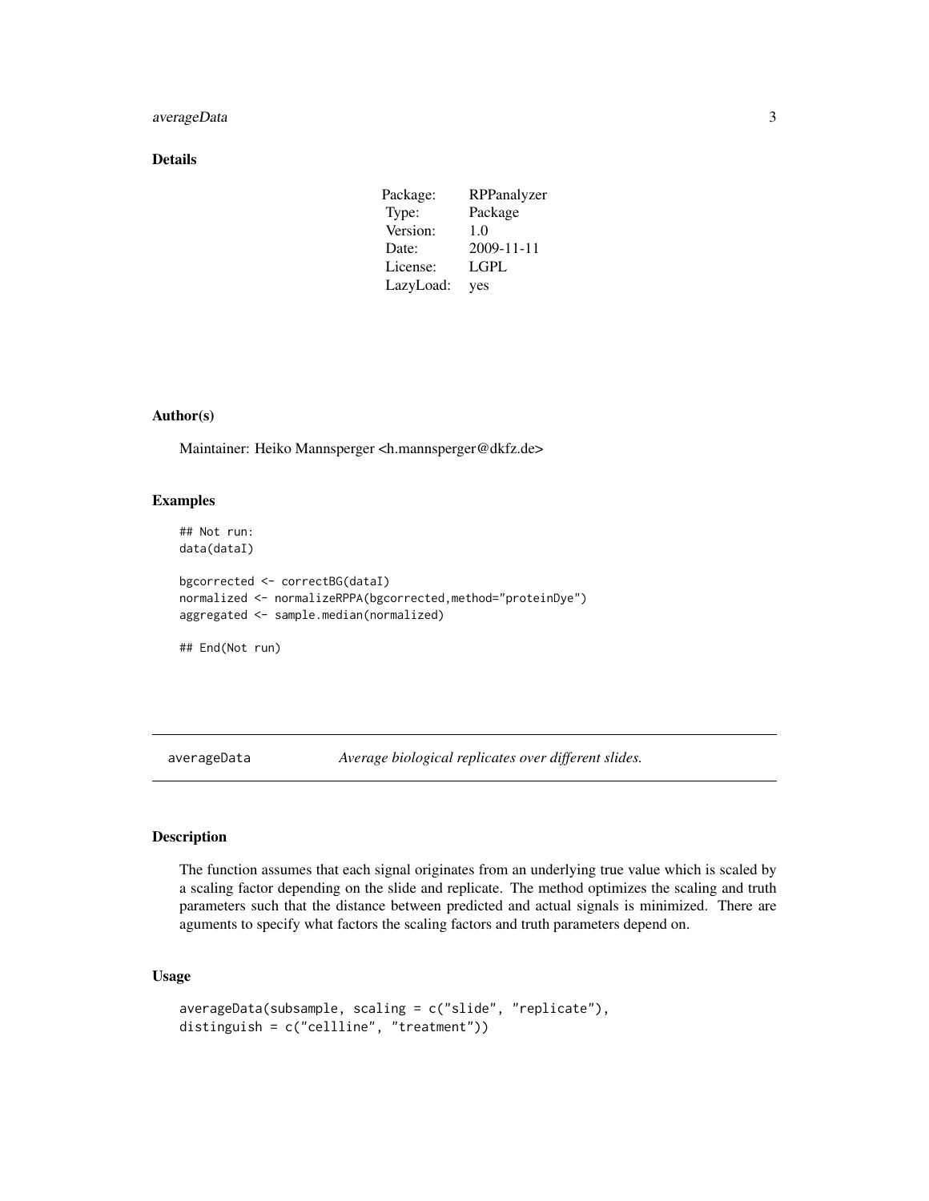## Details

| Package: | RPPanalyzer |
| --- | --- |
| Type: | Package |
| Version: | 1.0 |
| Date: | 2009-11-11 |
| License: | LGPL |
| LazyLoad: | yes |

## Author(s)

Maintainer: Heiko Mannsperger <h.mannsperger@dkfz.de>

## Examples

```
## Not run:
data(dataI)

bgcorrected <- correctBG(dataI)
normalized <- normalizeRPPA(bgcorrected,method="proteinDye")
aggregated <- sample.median(normalized)

## End(Not run)
```

---

# averageData — *Average biological replicates over different slides.*

---

## Description

The function assumes that each signal originates from an underlying true value which is scaled by a scaling factor depending on the slide and replicate. The method optimizes the scaling and truth parameters such that the distance between predicted and actual signals is minimized. There are aguments to specify what factors the scaling factors and truth parameters depend on.

## Usage

```
averageData(subsample, scaling = c("slide", "replicate"),
distinguish = c("cellline", "treatment"))
```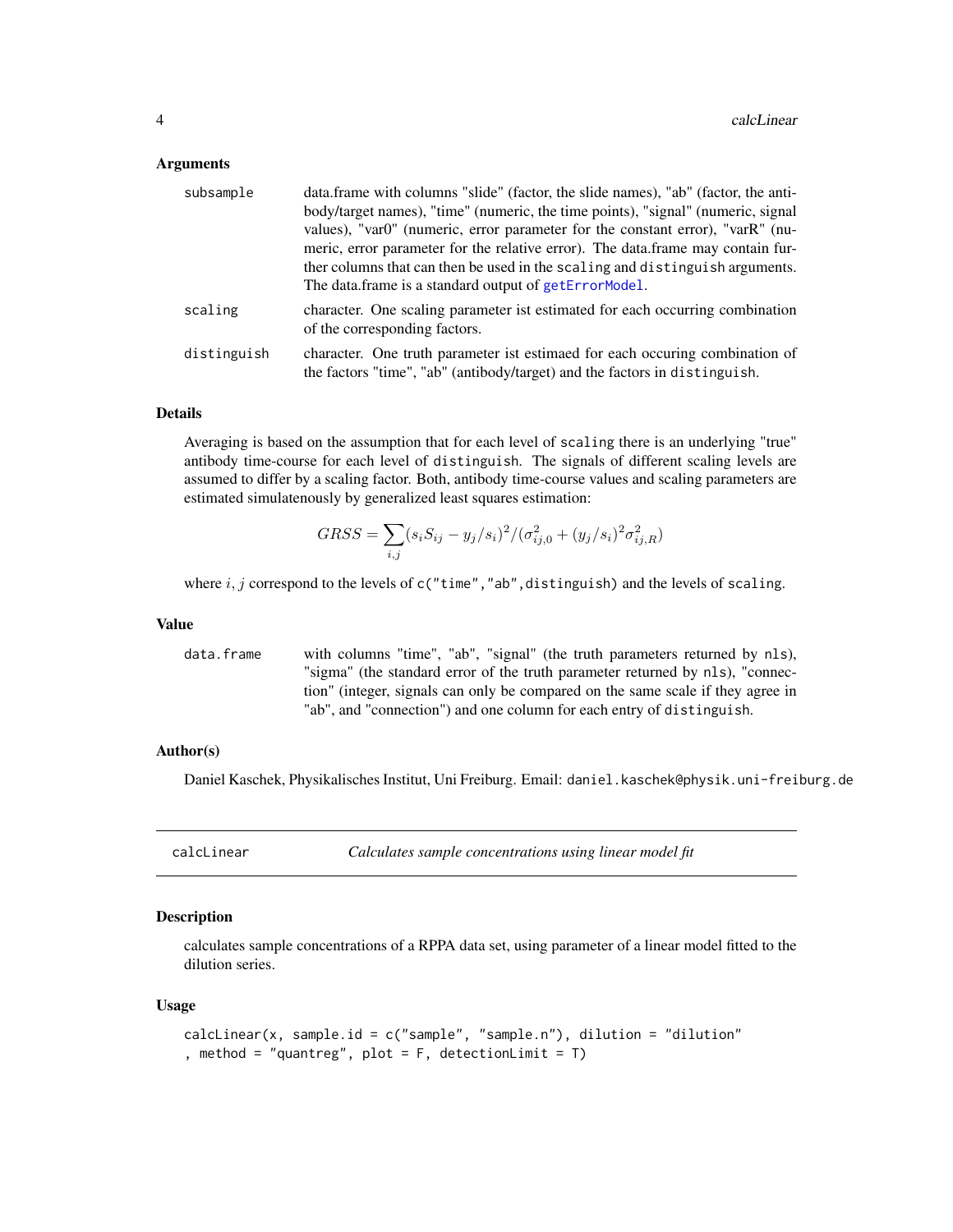### Arguments

| | |
|---|---|
| `subsample` | data.frame with columns "slide" (factor, the slide names), "ab" (factor, the antibody/target names), "time" (numeric, the time points), "signal" (numeric, signal values), "var0" (numeric, error parameter for the constant error), "varR" (numeric, error parameter for the relative error). The data.frame may contain further columns that can then be used in the `scaling` and `distinguish` arguments. The data.frame is a standard output of `getErrorModel`. |
| `scaling` | character. One scaling parameter ist estimated for each occurring combination of the corresponding factors. |
| `distinguish` | character. One truth parameter ist estimaed for each occuring combination of the factors "time", "ab" (antibody/target) and the factors in `distinguish`. |

### Details

Averaging is based on the assumption that for each level of `scaling` there is an underlying "true" antibody time-course for each level of `distinguish`. The signals of different scaling levels are assumed to differ by a scaling factor. Both, antibody time-course values and scaling parameters are estimated simulatenously by generalized least squares estimation:

$$GRSS = \sum_{i,j} (s_i S_{ij} - y_j/s_i)^2 / (\sigma_{ij,0}^2 + (y_j/s_i)^2 \sigma_{ij,R}^2)$$

where $i, j$ correspond to the levels of `c("time","ab",distinguish)` and the levels of `scaling`.

### Value

| | |
|---|---|
| `data.frame` | with columns "time", "ab", "signal" (the truth parameters returned by `nls`), "sigma" (the standard error of the truth parameter returned by `nls`), "connection" (integer, signals can only be compared on the same scale if they agree in "ab", and "connection") and one column for each entry of `distinguish`. |

### Author(s)

Daniel Kaschek, Physikalisches Institut, Uni Freiburg. Email: `daniel.kaschek@physik.uni-freiburg.de`

---

## calcLinear — *Calculates sample concentrations using linear model fit*

### Description

calculates sample concentrations of a RPPA data set, using parameter of a linear model fitted to the dilution series.

### Usage

```
calcLinear(x, sample.id = c("sample", "sample.n"), dilution = "dilution"
, method = "quantreg", plot = F, detectionLimit = T)
```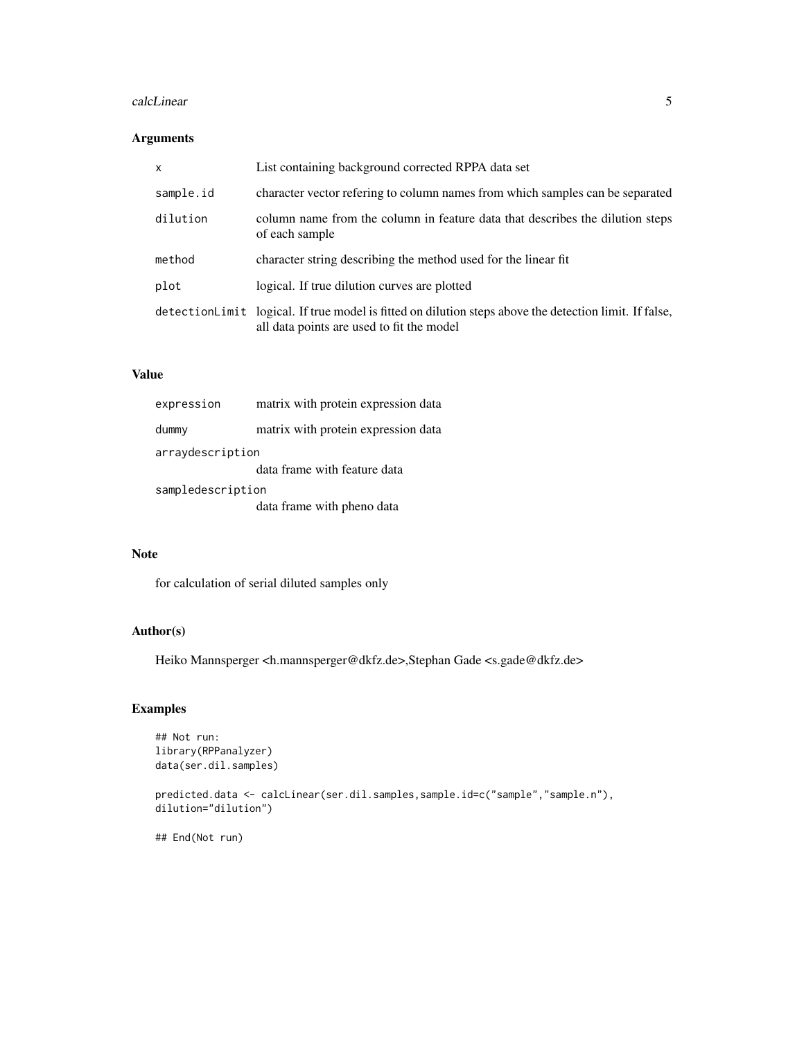## Arguments

| | |
|---|---|
| x | List containing background corrected RPPA data set |
| sample.id | character vector refering to column names from which samples can be separated |
| dilution | column name from the column in feature data that describes the dilution steps of each sample |
| method | character string describing the method used for the linear fit |
| plot | logical. If true dilution curves are plotted |
| detectionLimit | logical. If true model is fitted on dilution steps above the detection limit. If false, all data points are used to fit the model |

## Value

| | |
|---|---|
| expression | matrix with protein expression data |
| dummy | matrix with protein expression data |
| arraydescription | data frame with feature data |
| sampledescription | data frame with pheno data |

## Note

for calculation of serial diluted samples only

## Author(s)

Heiko Mannsperger <h.mannsperger@dkfz.de>,Stephan Gade <s.gade@dkfz.de>

## Examples

```
## Not run:
library(RPPanalyzer)
data(ser.dil.samples)

predicted.data <- calcLinear(ser.dil.samples,sample.id=c("sample","sample.n"),
dilution="dilution")

## End(Not run)
```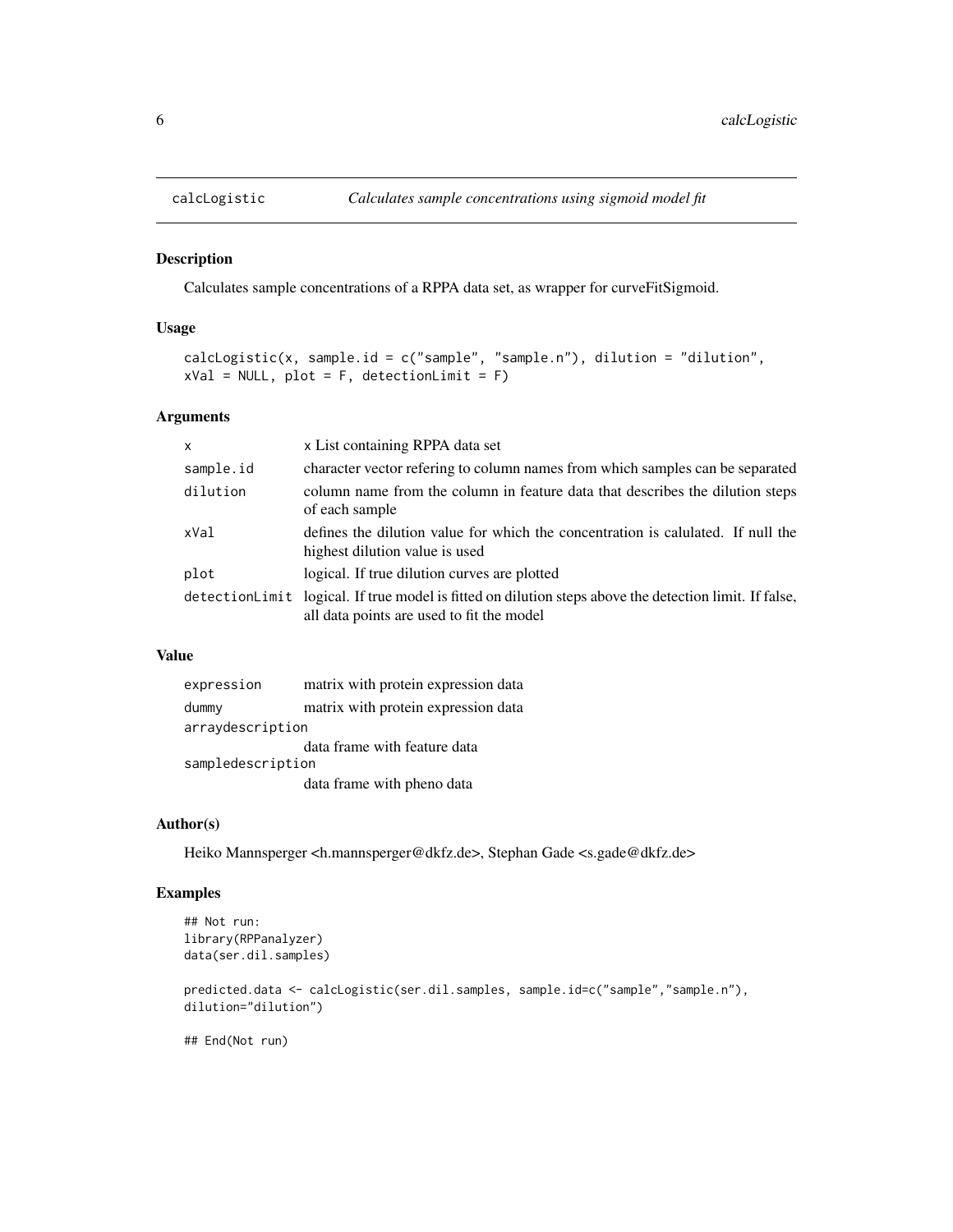# calcLogistic — *Calculates sample concentrations using sigmoid model fit*

## Description

Calculates sample concentrations of a RPPA data set, as wrapper for curveFitSigmoid.

## Usage

```
calcLogistic(x, sample.id = c("sample", "sample.n"), dilution = "dilution",
xVal = NULL, plot = F, detectionLimit = F)
```

## Arguments

| | |
|---|---|
| x | x List containing RPPA data set |
| sample.id | character vector refering to column names from which samples can be separated |
| dilution | column name from the column in feature data that describes the dilution steps of each sample |
| xVal | defines the dilution value for which the concentration is calulated. If null the highest dilution value is used |
| plot | logical. If true dilution curves are plotted |
| detectionLimit | logical. If true model is fitted on dilution steps above the detection limit. If false, all data points are used to fit the model |

## Value

| | |
|---|---|
| expression | matrix with protein expression data |
| dummy | matrix with protein expression data |
| arraydescription | data frame with feature data |
| sampledescription | data frame with pheno data |

## Author(s)

Heiko Mannsperger <h.mannsperger@dkfz.de>, Stephan Gade <s.gade@dkfz.de>

## Examples

```
## Not run:
library(RPPanalyzer)
data(ser.dil.samples)

predicted.data <- calcLogistic(ser.dil.samples, sample.id=c("sample","sample.n"),
dilution="dilution")

## End(Not run)
```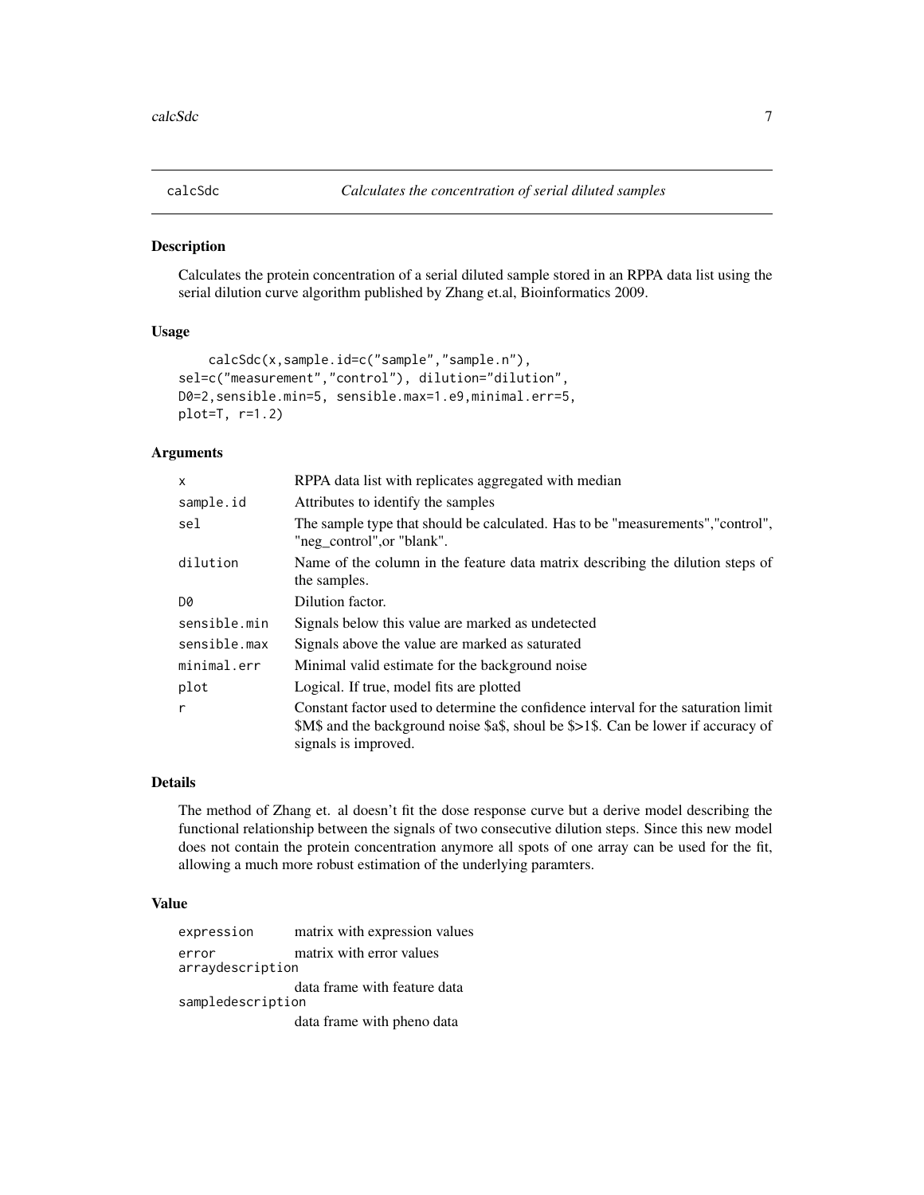## calcSdc *Calculates the concentration of serial diluted samples*

### Description

Calculates the protein concentration of a serial diluted sample stored in an RPPA data list using the serial dilution curve algorithm published by Zhang et.al, Bioinformatics 2009.

### Usage

```
calcSdc(x,sample.id=c("sample","sample.n"),
sel=c("measurement","control"), dilution="dilution",
D0=2,sensible.min=5, sensible.max=1.e9,minimal.err=5,
plot=T, r=1.2)
```

### Arguments

| | |
|---|---|
| `x` | RPPA data list with replicates aggregated with median |
| `sample.id` | Attributes to identify the samples |
| `sel` | The sample type that should be calculated. Has to be "measurements","control", "neg_control",or "blank". |
| `dilution` | Name of the column in the feature data matrix describing the dilution steps of the samples. |
| `D0` | Dilution factor. |
| `sensible.min` | Signals below this value are marked as undetected |
| `sensible.max` | Signals above the value are marked as saturated |
| `minimal.err` | Minimal valid estimate for the background noise |
| `plot` | Logical. If true, model fits are plotted |
| `r` | Constant factor used to determine the confidence interval for the saturation limit $M$ and the background noise $a$, shoul be $>1$. Can be lower if accuracy of signals is improved. |

### Details

The method of Zhang et. al doesn't fit the dose response curve but a derive model describing the functional relationship between the signals of two consecutive dilution steps. Since this new model does not contain the protein concentration anymore all spots of one array can be used for the fit, allowing a much more robust estimation of the underlying paramters.

### Value

| | |
|---|---|
| `expression` | matrix with expression values |
| `error` | matrix with error values |
| `arraydescription` | data frame with feature data |
| `sampledescription` | data frame with pheno data |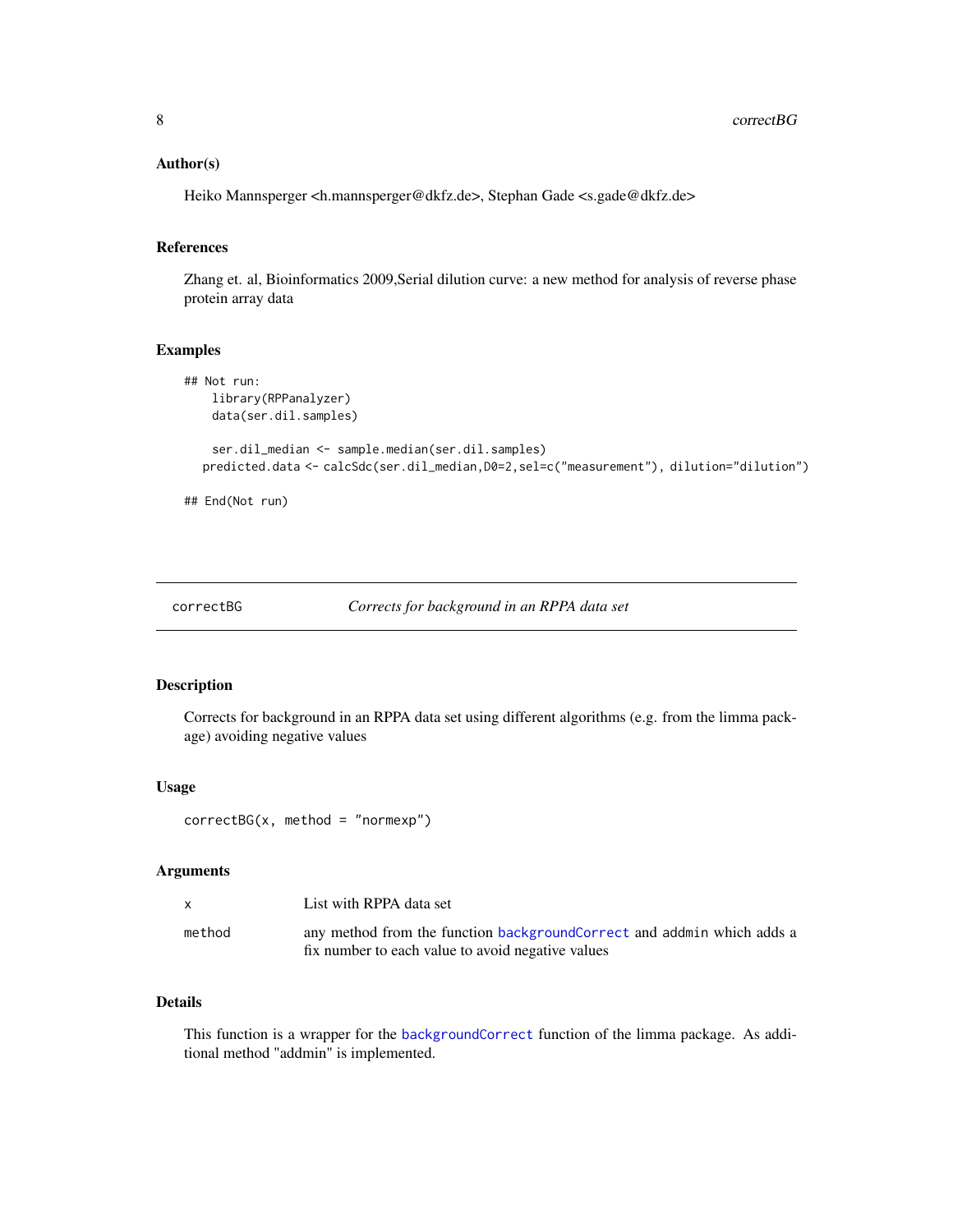### Author(s)

Heiko Mannsperger <h.mannsperger@dkfz.de>, Stephan Gade <s.gade@dkfz.de>

### References

Zhang et. al, Bioinformatics 2009,Serial dilution curve: a new method for analysis of reverse phase protein array data

### Examples

```
## Not run:
    library(RPPanalyzer)
    data(ser.dil.samples)

    ser.dil_median <- sample.median(ser.dil.samples)
   predicted.data <- calcSdc(ser.dil_median,D0=2,sel=c("measurement"), dilution="dilution")

## End(Not run)
```

---

## correctBG — *Corrects for background in an RPPA data set*

### Description

Corrects for background in an RPPA data set using different algorithms (e.g. from the limma package) avoiding negative values

### Usage

```
correctBG(x, method = "normexp")
```

### Arguments

| | |
|---|---|
| `x` | List with RPPA data set |
| `method` | any method from the function `backgroundCorrect` and `addmin` which adds a fix number to each value to avoid negative values |

### Details

This function is a wrapper for the `backgroundCorrect` function of the limma package. As additional method "addmin" is implemented.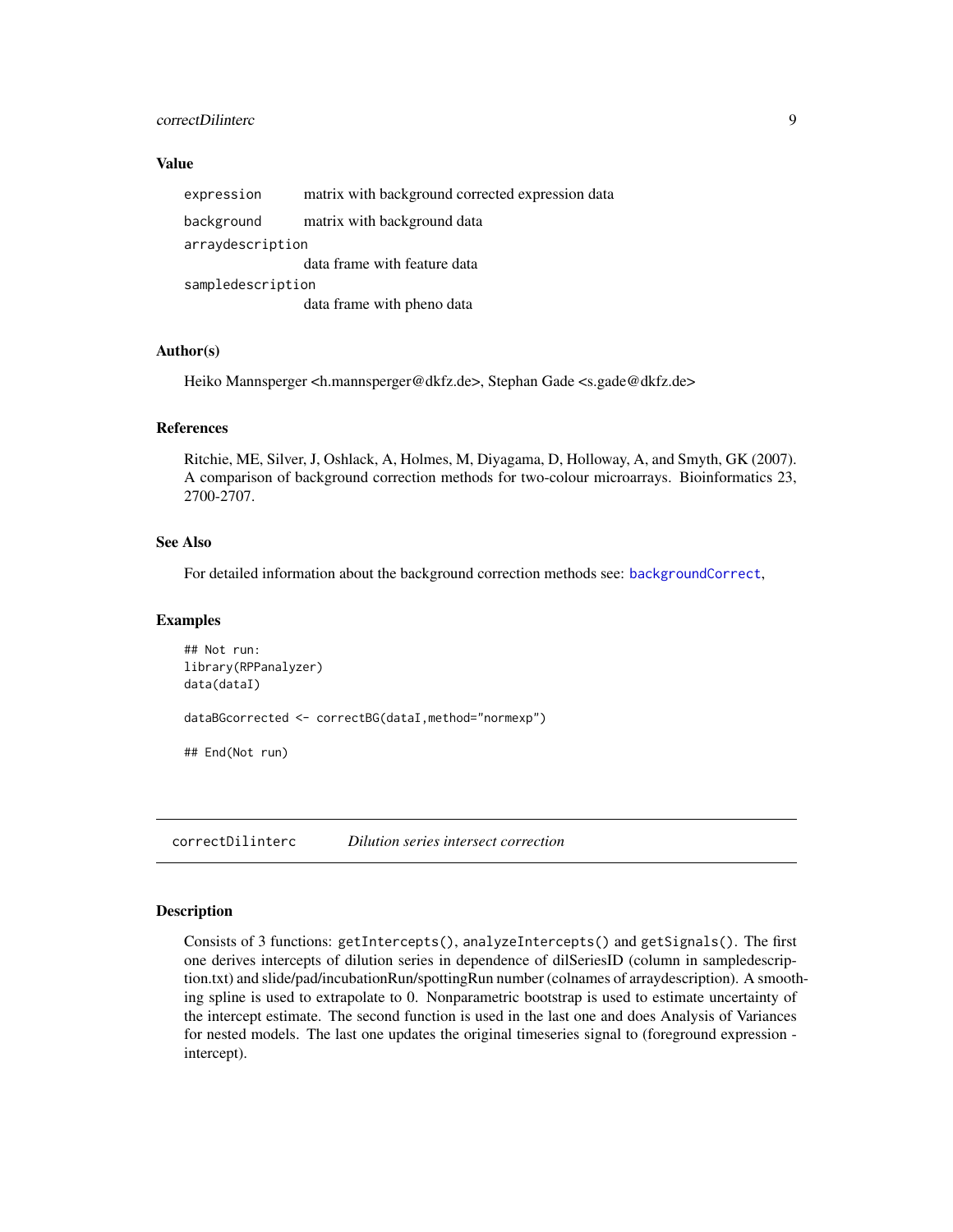### Value

| | |
|---|---|
| `expression` | matrix with background corrected expression data |
| `background` | matrix with background data |
| `arraydescription` | data frame with feature data |
| `sampledescription` | data frame with pheno data |

### Author(s)

Heiko Mannsperger <h.mannsperger@dkfz.de>, Stephan Gade <s.gade@dkfz.de>

### References

Ritchie, ME, Silver, J, Oshlack, A, Holmes, M, Diyagama, D, Holloway, A, and Smyth, GK (2007). A comparison of background correction methods for two-colour microarrays. Bioinformatics 23, 2700-2707.

### See Also

For detailed information about the background correction methods see: `backgroundCorrect`,

### Examples

```
## Not run:
library(RPPanalyzer)
data(dataI)

dataBGcorrected <- correctBG(dataI,method="normexp")

## End(Not run)
```

---

## `correctDilinterc` *Dilution series intersect correction*

---

### Description

Consists of 3 functions: `getIntercepts()`, `analyzeIntercepts()` and `getSignals()`. The first one derives intercepts of dilution series in dependence of dilSeriesID (column in sampledescription.txt) and slide/pad/incubationRun/spottingRun number (colnames of arraydescription). A smoothing spline is used to extrapolate to 0. Nonparametric bootstrap is used to estimate uncertainty of the intercept estimate. The second function is used in the last one and does Analysis of Variances for nested models. The last one updates the original timeseries signal to (foreground expression - intercept).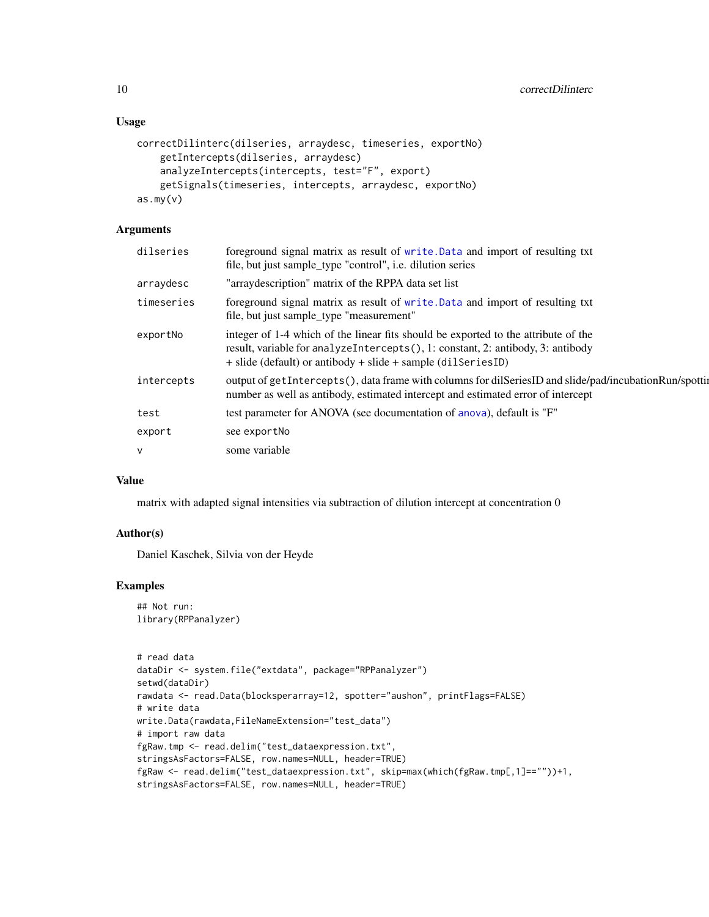### Usage

```
correctDilinterc(dilseries, arraydesc, timeseries, exportNo)
    getIntercepts(dilseries, arraydesc)
    analyzeIntercepts(intercepts, test="F", export)
    getSignals(timeseries, intercepts, arraydesc, exportNo)
as.my(v)
```

### Arguments

| | |
|---|---|
| dilseries | foreground signal matrix as result of write.Data and import of resulting txt file, but just sample_type "control", i.e. dilution series |
| arraydesc | "arraydescription" matrix of the RPPA data set list |
| timeseries | foreground signal matrix as result of write.Data and import of resulting txt file, but just sample_type "measurement" |
| exportNo | integer of 1-4 which of the linear fits should be exported to the attribute of the result, variable for analyzeIntercepts(), 1: constant, 2: antibody, 3: antibody + slide (default) or antibody + slide + sample (dilSeriesID) |
| intercepts | output of getIntercepts(), data frame with columns for dilSeriesID and slide/pad/incubationRun/spottin number as well as antibody, estimated intercept and estimated error of intercept |
| test | test parameter for ANOVA (see documentation of anova), default is "F" |
| export | see exportNo |
| v | some variable |

### Value

matrix with adapted signal intensities via subtraction of dilution intercept at concentration 0

### Author(s)

Daniel Kaschek, Silvia von der Heyde

### Examples

```
## Not run:
library(RPPanalyzer)


# read data
dataDir <- system.file("extdata", package="RPPanalyzer")
setwd(dataDir)
rawdata <- read.Data(blocksperarray=12, spotter="aushon", printFlags=FALSE)
# write data
write.Data(rawdata,FileNameExtension="test_data")
# import raw data
fgRaw.tmp <- read.delim("test_dataexpression.txt",
stringsAsFactors=FALSE, row.names=NULL, header=TRUE)
fgRaw <- read.delim("test_dataexpression.txt", skip=max(which(fgRaw.tmp[,1]==""))+1,
stringsAsFactors=FALSE, row.names=NULL, header=TRUE)
```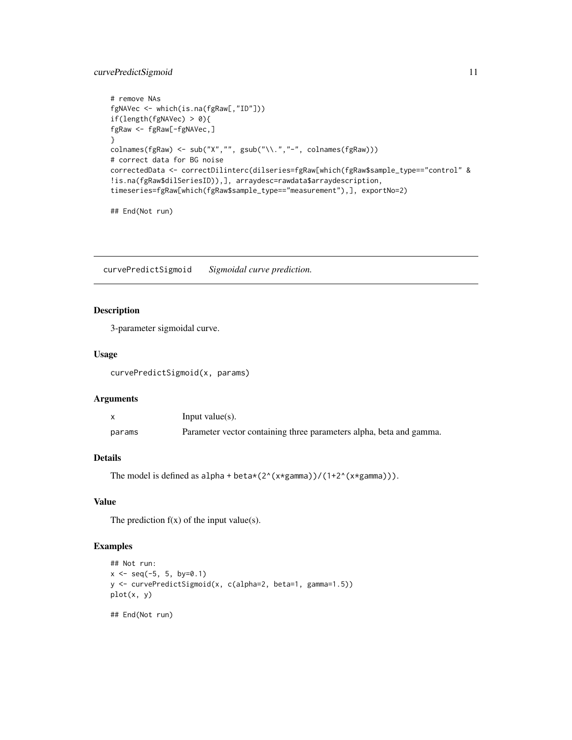```
# remove NAs
fgNAVec <- which(is.na(fgRaw[,"ID"]))
if(length(fgNAVec) > 0){
fgRaw <- fgRaw[-fgNAVec,]
}
colnames(fgRaw) <- sub("X","", gsub("\\.","-", colnames(fgRaw)))
# correct data for BG noise
correctedData <- correctDilinterc(dilseries=fgRaw[which(fgRaw$sample_type=="control" &
!is.na(fgRaw$dilSeriesID)),], arraydesc=rawdata$arraydescription,
timeseries=fgRaw[which(fgRaw$sample_type=="measurement"),], exportNo=2)

## End(Not run)
```

## curvePredictSigmoid — *Sigmoidal curve prediction.*

### Description

3-parameter sigmoidal curve.

### Usage

```
curvePredictSigmoid(x, params)
```

### Arguments

| | |
|---|---|
| `x` | Input value(s). |
| `params` | Parameter vector containing three parameters alpha, beta and gamma. |

### Details

The model is defined as `alpha + beta*(2^(x*gamma))/(1+2^(x*gamma)))`.

### Value

The prediction f(x) of the input value(s).

### Examples

```
## Not run:
x <- seq(-5, 5, by=0.1)
y <- curvePredictSigmoid(x, c(alpha=2, beta=1, gamma=1.5))
plot(x, y)

## End(Not run)
```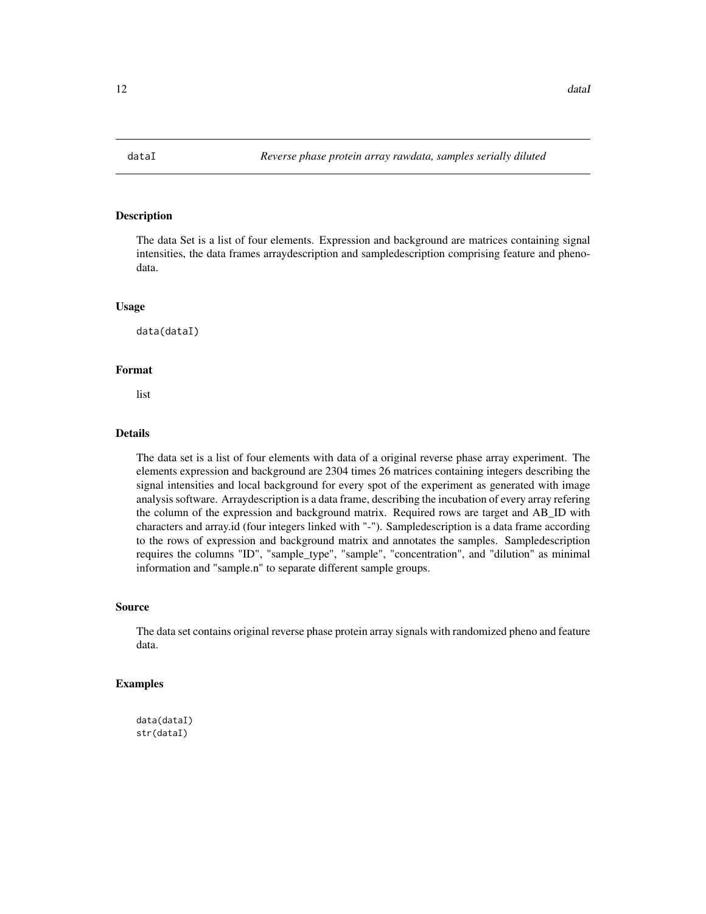# dataI

*Reverse phase protein array rawdata, samples serially diluted*

## Description

The data Set is a list of four elements. Expression and background are matrices containing signal intensities, the data frames arraydescription and sampledescription comprising feature and phenodata.

## Usage

```
data(dataI)
```

## Format

list

## Details

The data set is a list of four elements with data of a original reverse phase array experiment. The elements expression and background are 2304 times 26 matrices containing integers describing the signal intensities and local background for every spot of the experiment as generated with image analysis software. Arraydescription is a data frame, describing the incubation of every array refering the column of the expression and background matrix. Required rows are target and AB_ID with characters and array.id (four integers linked with "-"). Sampledescription is a data frame according to the rows of expression and background matrix and annotates the samples. Sampledescription requires the columns "ID", "sample_type", "sample", "concentration", and "dilution" as minimal information and "sample.n" to separate different sample groups.

## Source

The data set contains original reverse phase protein array signals with randomized pheno and feature data.

## Examples

```
data(dataI)
str(dataI)
```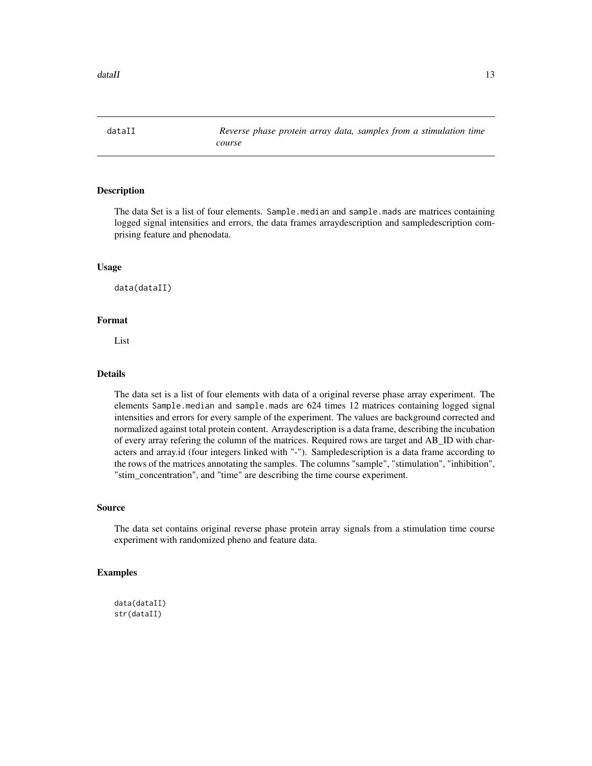# dataII — *Reverse phase protein array data, samples from a stimulation time course*

## Description

The data Set is a list of four elements. `Sample.median` and `sample.mads` are matrices containing logged signal intensities and errors, the data frames arraydescription and sampledescription comprising feature and phenodata.

## Usage

```
data(dataII)
```

## Format

List

## Details

The data set is a list of four elements with data of a original reverse phase array experiment. The elements `Sample.median` and `sample.mads` are 624 times 12 matrices containing logged signal intensities and errors for every sample of the experiment. The values are background corrected and normalized against total protein content. Arraydescription is a data frame, describing the incubation of every array refering the column of the matrices. Required rows are target and AB_ID with characters and array.id (four integers linked with "-"). Sampledescription is a data frame according to the rows of the matrices annotating the samples. The columns "sample", "stimulation", "inhibition", "stim_concentration", and "time" are describing the time course experiment.

## Source

The data set contains original reverse phase protein array signals from a stimulation time course experiment with randomized pheno and feature data.

## Examples

```
data(dataII)
str(dataII)
```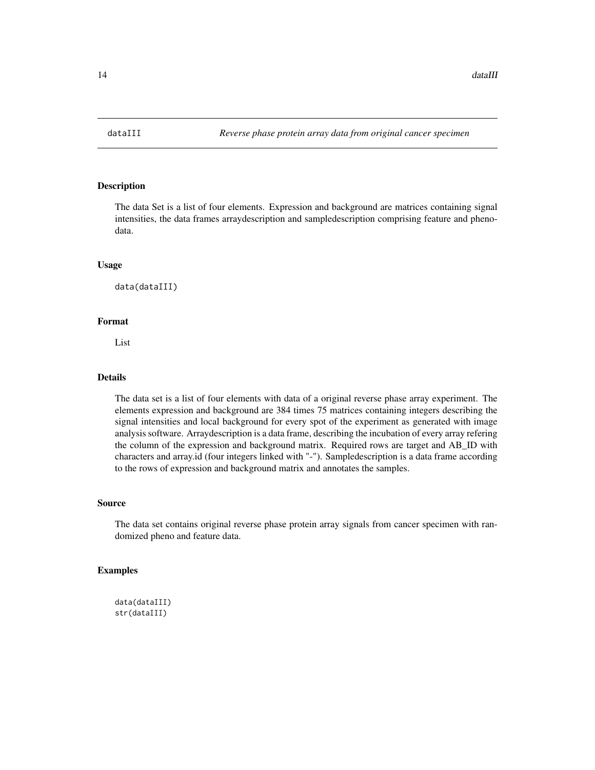dataIII *Reverse phase protein array data from original cancer specimen*

## Description

The data Set is a list of four elements. Expression and background are matrices containing signal intensities, the data frames arraydescription and sampledescription comprising feature and phenodata.

## Usage

```
data(dataIII)
```

## Format

List

## Details

The data set is a list of four elements with data of a original reverse phase array experiment. The elements expression and background are 384 times 75 matrices containing integers describing the signal intensities and local background for every spot of the experiment as generated with image analysis software. Arraydescription is a data frame, describing the incubation of every array refering the column of the expression and background matrix. Required rows are target and AB_ID with characters and array.id (four integers linked with "-"). Sampledescription is a data frame according to the rows of expression and background matrix and annotates the samples.

## Source

The data set contains original reverse phase protein array signals from cancer specimen with randomized pheno and feature data.

## Examples

```
data(dataIII)
str(dataIII)
```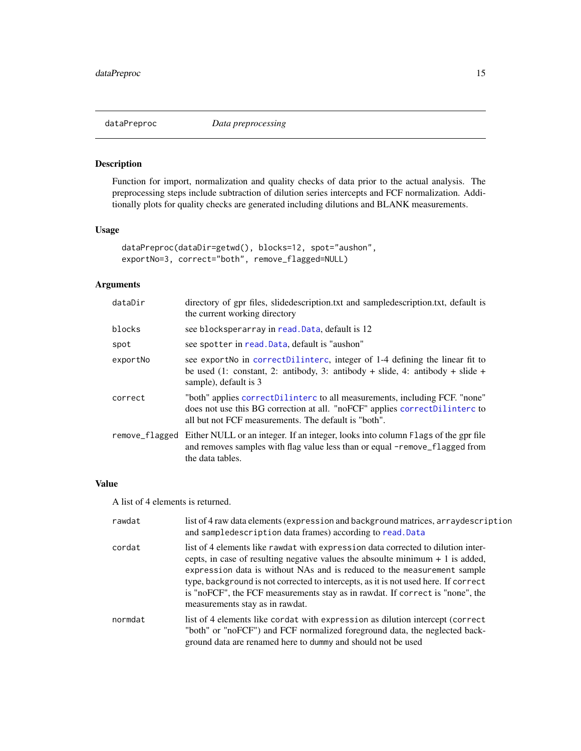# dataPreproc — *Data preprocessing*

## Description

Function for import, normalization and quality checks of data prior to the actual analysis. The preprocessing steps include subtraction of dilution series intercepts and FCF normalization. Additionally plots for quality checks are generated including dilutions and BLANK measurements.

## Usage

```
dataPreproc(dataDir=getwd(), blocks=12, spot="aushon",
exportNo=3, correct="both", remove_flagged=NULL)
```

## Arguments

| | |
|---|---|
| `dataDir` | directory of gpr files, slidedescription.txt and sampledescription.txt, default is the current working directory |
| `blocks` | see `blocksperarray` in `read.Data`, default is 12 |
| `spot` | see `spotter` in `read.Data`, default is "aushon" |
| `exportNo` | see `exportNo` in `correctDilinterc`, integer of 1-4 defining the linear fit to be used (1: constant, 2: antibody, 3: antibody + slide, 4: antibody + slide + sample), default is 3 |
| `correct` | "both" applies `correctDilinterc` to all measurements, including FCF. "none" does not use this BG correction at all. "noFCF" applies `correctDilinterc` to all but not FCF measurements. The default is "both". |
| `remove_flagged` | Either NULL or an integer. If an integer, looks into column `Flags` of the gpr file and removes samples with flag value less than or equal `-remove_flagged` from the data tables. |

## Value

A list of 4 elements is returned.

| | |
|---|---|
| `rawdat` | list of 4 raw data elements (`expression` and `background` matrices, `arraydescription` and `sampledescription` data frames) according to `read.Data` |
| `cordat` | list of 4 elements like `rawdat` with `expression` data corrected to dilution intercepts, in case of resulting negative values the absoulte minimum + 1 is added, `expression` data is without NAs and is reduced to the `measurement` sample type, `background` is not corrected to intercepts, as it is not used here. If `correct` is "noFCF", the FCF measurements stay as in rawdat. If `correct` is "none", the measurements stay as in rawdat. |
| `normdat` | list of 4 elements like `cordat` with `expression` as dilution intercept (`correct` "both" or "noFCF") and FCF normalized foreground data, the neglected background data are renamed here to `dummy` and should not be used |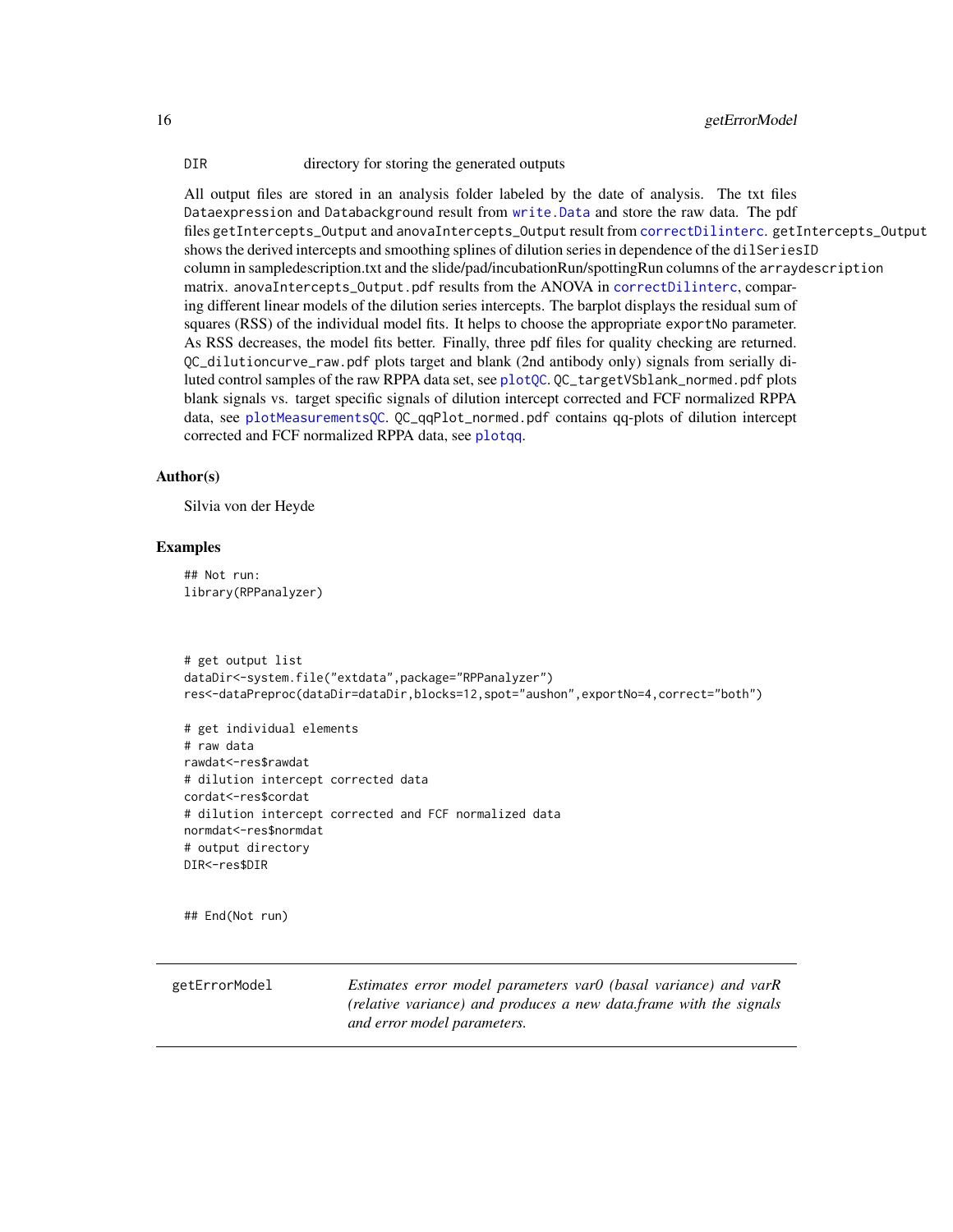DIR directory for storing the generated outputs

All output files are stored in an analysis folder labeled by the date of analysis. The txt files Dataexpression and Databackground result from write.Data and store the raw data. The pdf files getIntercepts_Output and anovaIntercepts_Output result from correctDilinterc. getIntercepts_Output shows the derived intercepts and smoothing splines of dilution series in dependence of the dilSeriesID column in sampledescription.txt and the slide/pad/incubationRun/spottingRun columns of the arraydescription matrix. anovaIntercepts_Output.pdf results from the ANOVA in correctDilinterc, comparing different linear models of the dilution series intercepts. The barplot displays the residual sum of squares (RSS) of the individual model fits. It helps to choose the appropriate exportNo parameter. As RSS decreases, the model fits better. Finally, three pdf files for quality checking are returned. QC_dilutioncurve_raw.pdf plots target and blank (2nd antibody only) signals from serially diluted control samples of the raw RPPA data set, see plotQC. QC_targetVSblank_normed.pdf plots blank signals vs. target specific signals of dilution intercept corrected and FCF normalized RPPA data, see plotMeasurementsQC. QC_qqPlot_normed.pdf contains qq-plots of dilution intercept corrected and FCF normalized RPPA data, see plotqq.

## Author(s)

Silvia von der Heyde

## Examples

```
## Not run:
library(RPPanalyzer)



# get output list
dataDir<-system.file("extdata",package="RPPanalyzer")
res<-dataPreproc(dataDir=dataDir,blocks=12,spot="aushon",exportNo=4,correct="both")

# get individual elements
# raw data
rawdat<-res$rawdat
# dilution intercept corrected data
cordat<-res$cordat
# dilution intercept corrected and FCF normalized data
normdat<-res$normdat
# output directory
DIR<-res$DIR


## End(Not run)
```

---

getErrorModel *Estimates error model parameters var0 (basal variance) and varR (relative variance) and produces a new data.frame with the signals and error model parameters.*

---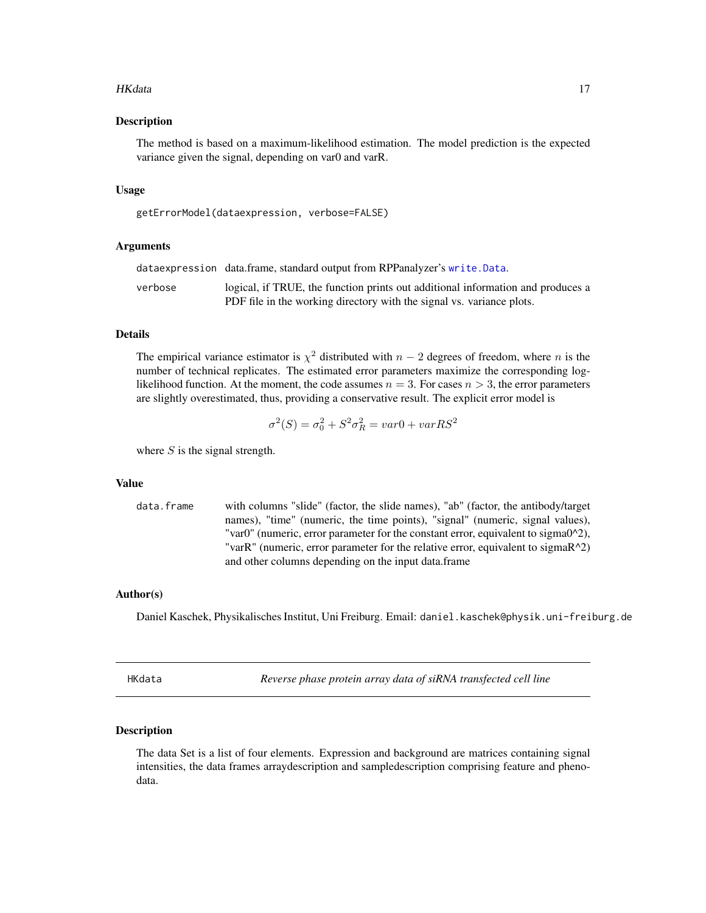### Description

The method is based on a maximum-likelihood estimation. The model prediction is the expected variance given the signal, depending on var0 and varR.

### Usage

```
getErrorModel(dataexpression, verbose=FALSE)
```

### Arguments

| | |
|---|---|
| dataexpression | data.frame, standard output from RPPanalyzer's write.Data. |
| verbose | logical, if TRUE, the function prints out additional information and produces a PDF file in the working directory with the signal vs. variance plots. |

### Details

The empirical variance estimator is $\chi^2$ distributed with $n-2$ degrees of freedom, where $n$ is the number of technical replicates. The estimated error parameters maximize the corresponding log-likelihood function. At the moment, the code assumes $n = 3$. For cases $n > 3$, the error parameters are slightly overestimated, thus, providing a conservative result. The explicit error model is

$$\sigma^2(S) = \sigma_0^2 + S^2\sigma_R^2 = var0 + varRS^2$$

where $S$ is the signal strength.

### Value

| | |
|---|---|
| data.frame | with columns "slide" (factor, the slide names), "ab" (factor, the antibody/target names), "time" (numeric, the time points), "signal" (numeric, signal values), "var0" (numeric, error parameter for the constant error, equivalent to sigma0^2), "varR" (numeric, error parameter for the relative error, equivalent to sigmaR^2) and other columns depending on the input data.frame |

### Author(s)

Daniel Kaschek, Physikalisches Institut, Uni Freiburg. Email: daniel.kaschek@physik.uni-freiburg.de

---

## HKdata — *Reverse phase protein array data of siRNA transfected cell line*

### Description

The data Set is a list of four elements. Expression and background are matrices containing signal intensities, the data frames arraydescription and sampledescription comprising feature and phenodata.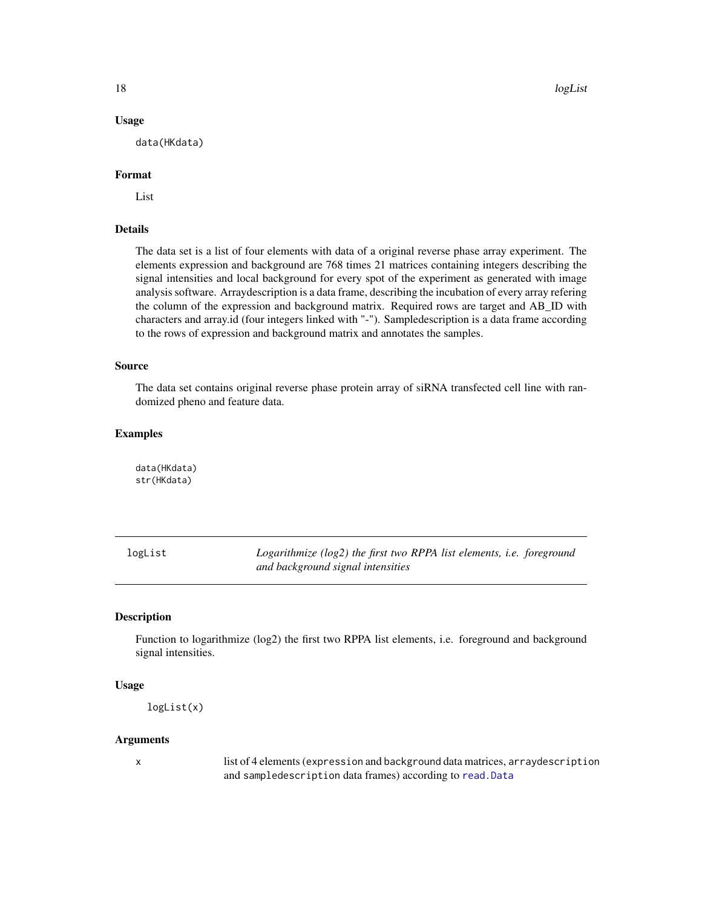### Usage

```
data(HKdata)
```

### Format

List

### Details

The data set is a list of four elements with data of a original reverse phase array experiment. The elements expression and background are 768 times 21 matrices containing integers describing the signal intensities and local background for every spot of the experiment as generated with image analysis software. Arraydescription is a data frame, describing the incubation of every array refering the column of the expression and background matrix. Required rows are target and AB_ID with characters and array.id (four integers linked with "-"). Sampledescription is a data frame according to the rows of expression and background matrix and annotates the samples.

### Source

The data set contains original reverse phase protein array of siRNA transfected cell line with randomized pheno and feature data.

### Examples

```
data(HKdata)
str(HKdata)
```

---

## logList — *Logarithmize (log2) the first two RPPA list elements, i.e. foreground and background signal intensities*

---

### Description

Function to logarithmize (log2) the first two RPPA list elements, i.e. foreground and background signal intensities.

### Usage

```
logList(x)
```

### Arguments

| | |
|---|---|
| x | list of 4 elements (`expression` and `background` data matrices, `arraydescription` and `sampledescription` data frames) according to `read.Data` |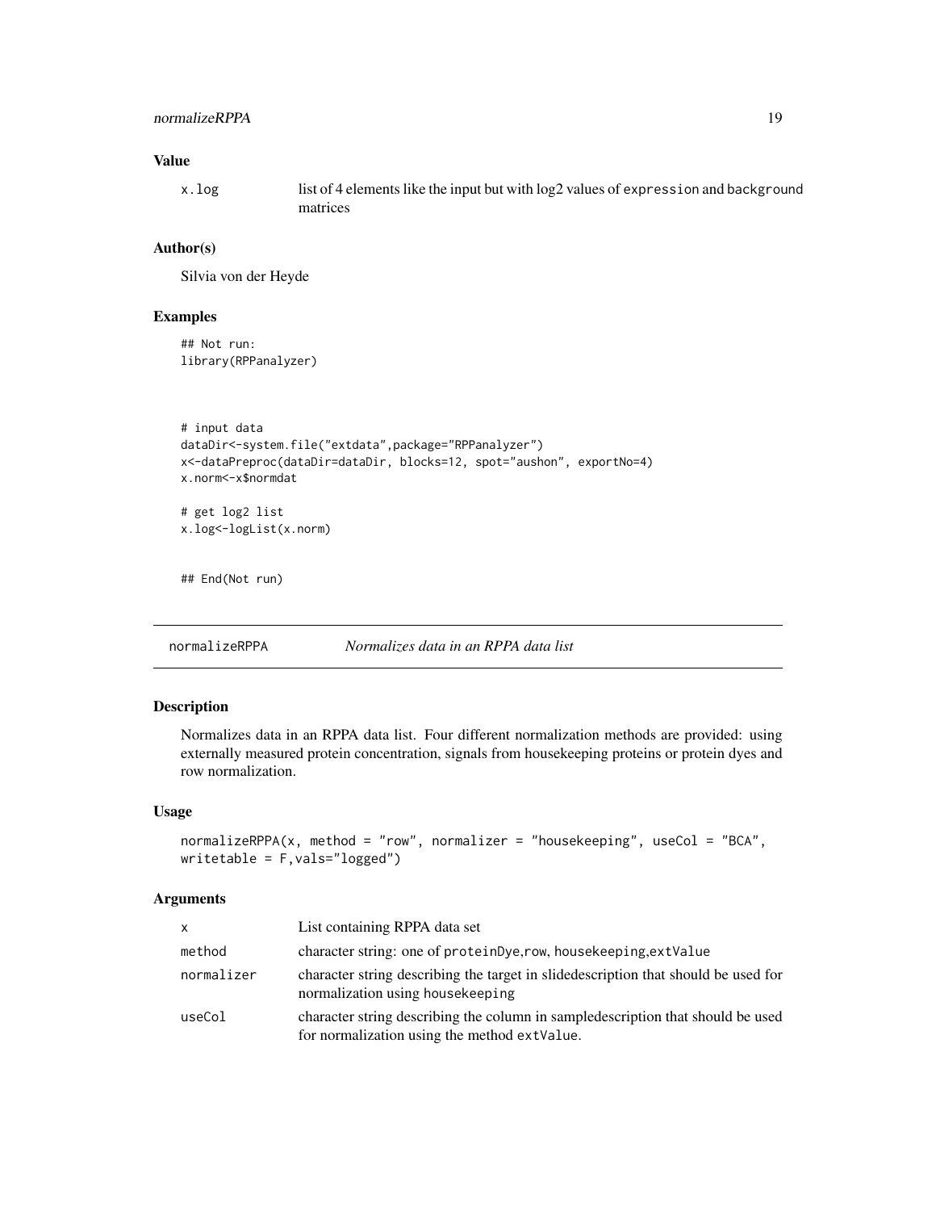### Value

| | |
|---|---|
| x.log | list of 4 elements like the input but with log2 values of expression and background matrices |

### Author(s)

Silvia von der Heyde

### Examples

```
## Not run:
library(RPPanalyzer)



# input data
dataDir<-system.file("extdata",package="RPPanalyzer")
x<-dataPreproc(dataDir=dataDir, blocks=12, spot="aushon", exportNo=4)
x.norm<-x$normdat

# get log2 list
x.log<-logList(x.norm)


## End(Not run)
```

---

## normalizeRPPA *Normalizes data in an RPPA data list*

### Description

Normalizes data in an RPPA data list. Four different normalization methods are provided: using externally measured protein concentration, signals from housekeeping proteins or protein dyes and row normalization.

### Usage

```
normalizeRPPA(x, method = "row", normalizer = "housekeeping", useCol = "BCA",
writetable = F,vals="logged")
```

### Arguments

| | |
|---|---|
| x | List containing RPPA data set |
| method | character string: one of proteinDye,row, housekeeping,extValue |
| normalizer | character string describing the target in slidedescription that should be used for normalization using housekeeping |
| useCol | character string describing the column in sampledescription that should be used for normalization using the method extValue. |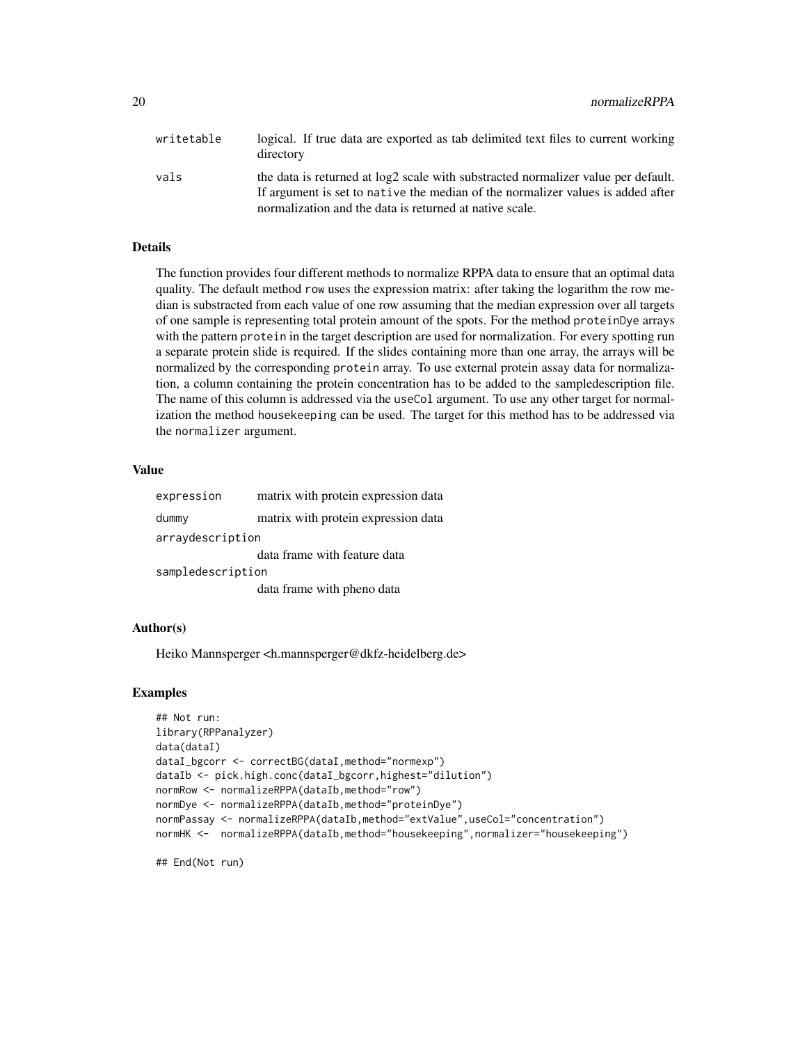| | |
|---|---|
| writetable | logical. If true data are exported as tab delimited text files to current working directory |
| vals | the data is returned at log2 scale with substracted normalizer value per default. If argument is set to native the median of the normalizer values is added after normalization and the data is returned at native scale. |

### Details

The function provides four different methods to normalize RPPA data to ensure that an optimal data quality. The default method row uses the expression matrix: after taking the logarithm the row median is substracted from each value of one row assuming that the median expression over all targets of one sample is representing total protein amount of the spots. For the method proteinDye arrays with the pattern protein in the target description are used for normalization. For every spotting run a separate protein slide is required. If the slides containing more than one array, the arrays will be normalized by the corresponding protein array. To use external protein assay data for normalization, a column containing the protein concentration has to be added to the sampledescription file. The name of this column is addressed via the useCol argument. To use any other target for normalization the method housekeeping can be used. The target for this method has to be addressed via the normalizer argument.

### Value

| | |
|---|---|
| expression | matrix with protein expression data |
| dummy | matrix with protein expression data |
| arraydescription | data frame with feature data |
| sampledescription | data frame with pheno data |

### Author(s)

Heiko Mannsperger <h.mannsperger@dkfz-heidelberg.de>

### Examples

```
## Not run:
library(RPPanalyzer)
data(dataI)
dataI_bgcorr <- correctBG(dataI,method="normexp")
dataIb <- pick.high.conc(dataI_bgcorr,highest="dilution")
normRow <- normalizeRPPA(dataIb,method="row")
normDye <- normalizeRPPA(dataIb,method="proteinDye")
normPassay <- normalizeRPPA(dataIb,method="extValue",useCol="concentration")
normHK <-  normalizeRPPA(dataIb,method="housekeeping",normalizer="housekeeping")

## End(Not run)
```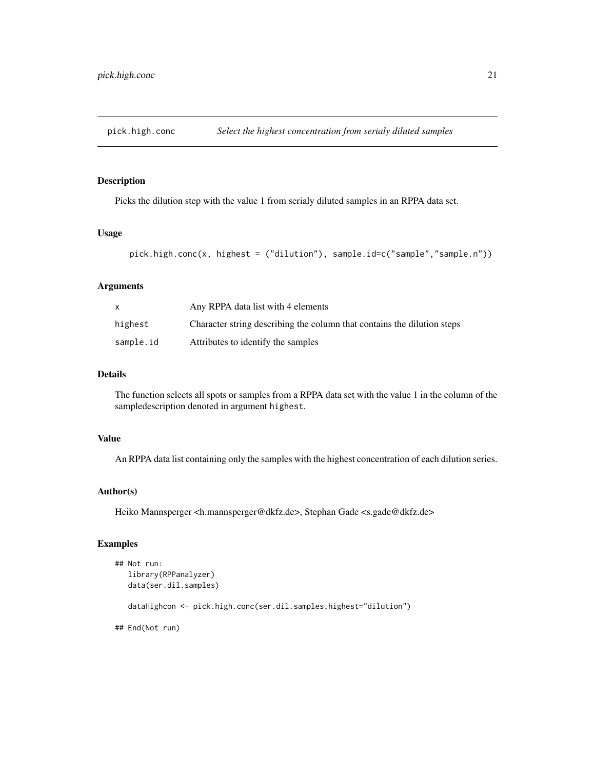# pick.high.conc — *Select the highest concentration from serialy diluted samples*

## Description

Picks the dilution step with the value 1 from serialy diluted samples in an RPPA data set.

## Usage

```
pick.high.conc(x, highest = ("dilution"), sample.id=c("sample","sample.n"))
```

## Arguments

| | |
|---|---|
| x | Any RPPA data list with 4 elements |
| highest | Character string describing the column that contains the dilution steps |
| sample.id | Attributes to identify the samples |

## Details

The function selects all spots or samples from a RPPA data set with the value 1 in the column of the sampledescription denoted in argument `highest`.

## Value

An RPPA data list containing only the samples with the highest concentration of each dilution series.

## Author(s)

Heiko Mannsperger <h.mannsperger@dkfz.de>, Stephan Gade <s.gade@dkfz.de>

## Examples

```
## Not run:
   library(RPPanalyzer)
   data(ser.dil.samples)

   dataHighcon <- pick.high.conc(ser.dil.samples,highest="dilution")

## End(Not run)
```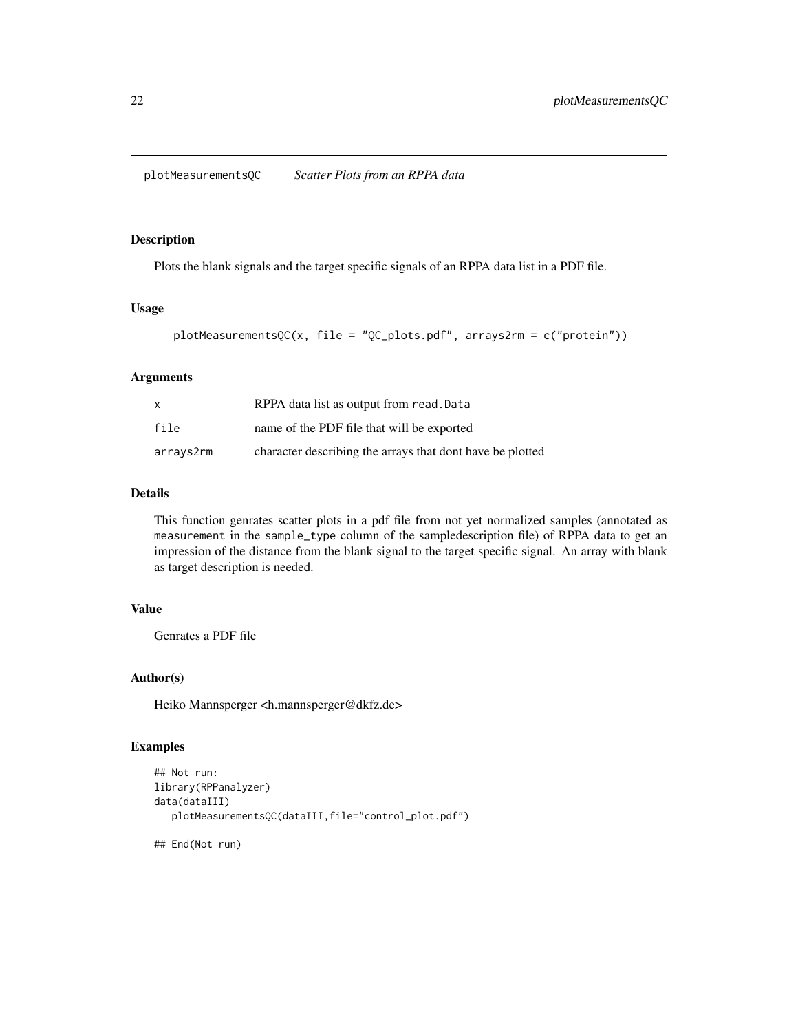# plotMeasurementsQC *Scatter Plots from an RPPA data*

## Description

Plots the blank signals and the target specific signals of an RPPA data list in a PDF file.

## Usage

```
plotMeasurementsQC(x, file = "QC_plots.pdf", arrays2rm = c("protein"))
```

## Arguments

| | |
|---|---|
| x | RPPA data list as output from read.Data |
| file | name of the PDF file that will be exported |
| arrays2rm | character describing the arrays that dont have be plotted |

## Details

This function genrates scatter plots in a pdf file from not yet normalized samples (annotated as `measurement` in the `sample_type` column of the sampledescription file) of RPPA data to get an impression of the distance from the blank signal to the target specific signal. An array with blank as target description is needed.

## Value

Genrates a PDF file

## Author(s)

Heiko Mannsperger <h.mannsperger@dkfz.de>

## Examples

```
## Not run:
library(RPPanalyzer)
data(dataIII)
   plotMeasurementsQC(dataIII,file="control_plot.pdf")

## End(Not run)
```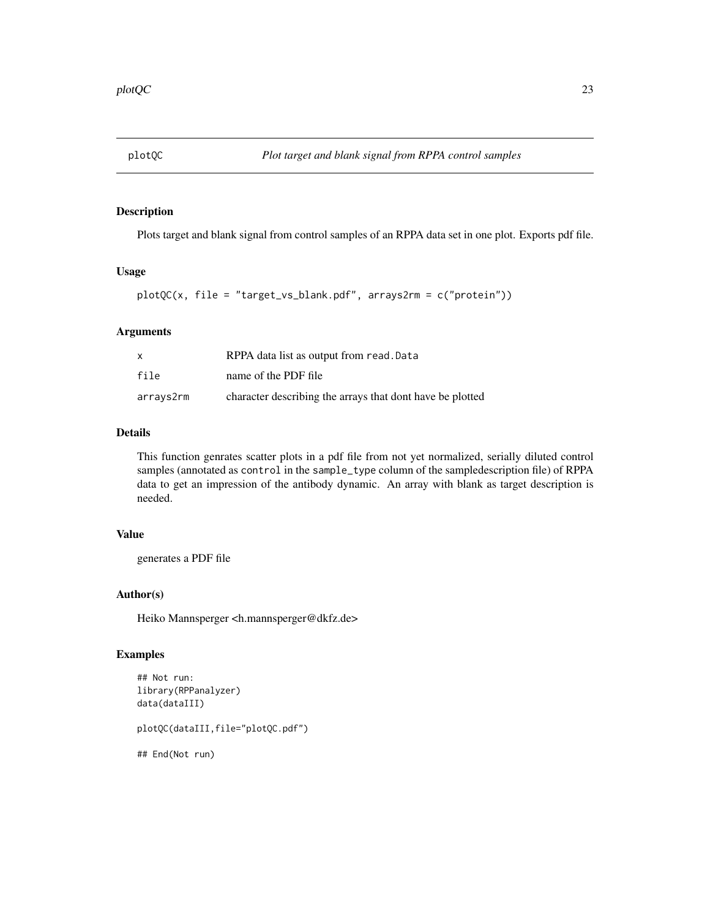# plotQC — *Plot target and blank signal from RPPA control samples*

## Description

Plots target and blank signal from control samples of an RPPA data set in one plot. Exports pdf file.

## Usage

```
plotQC(x, file = "target_vs_blank.pdf", arrays2rm = c("protein"))
```

## Arguments

| | |
|---|---|
| x | RPPA data list as output from read.Data |
| file | name of the PDF file |
| arrays2rm | character describing the arrays that dont have be plotted |

## Details

This function genrates scatter plots in a pdf file from not yet normalized, serially diluted control samples (annotated as `control` in the `sample_type` column of the sampledescription file) of RPPA data to get an impression of the antibody dynamic. An array with blank as target description is needed.

## Value

generates a PDF file

## Author(s)

Heiko Mannsperger <h.mannsperger@dkfz.de>

## Examples

```
## Not run:
library(RPPanalyzer)
data(dataIII)

plotQC(dataIII,file="plotQC.pdf")

## End(Not run)
```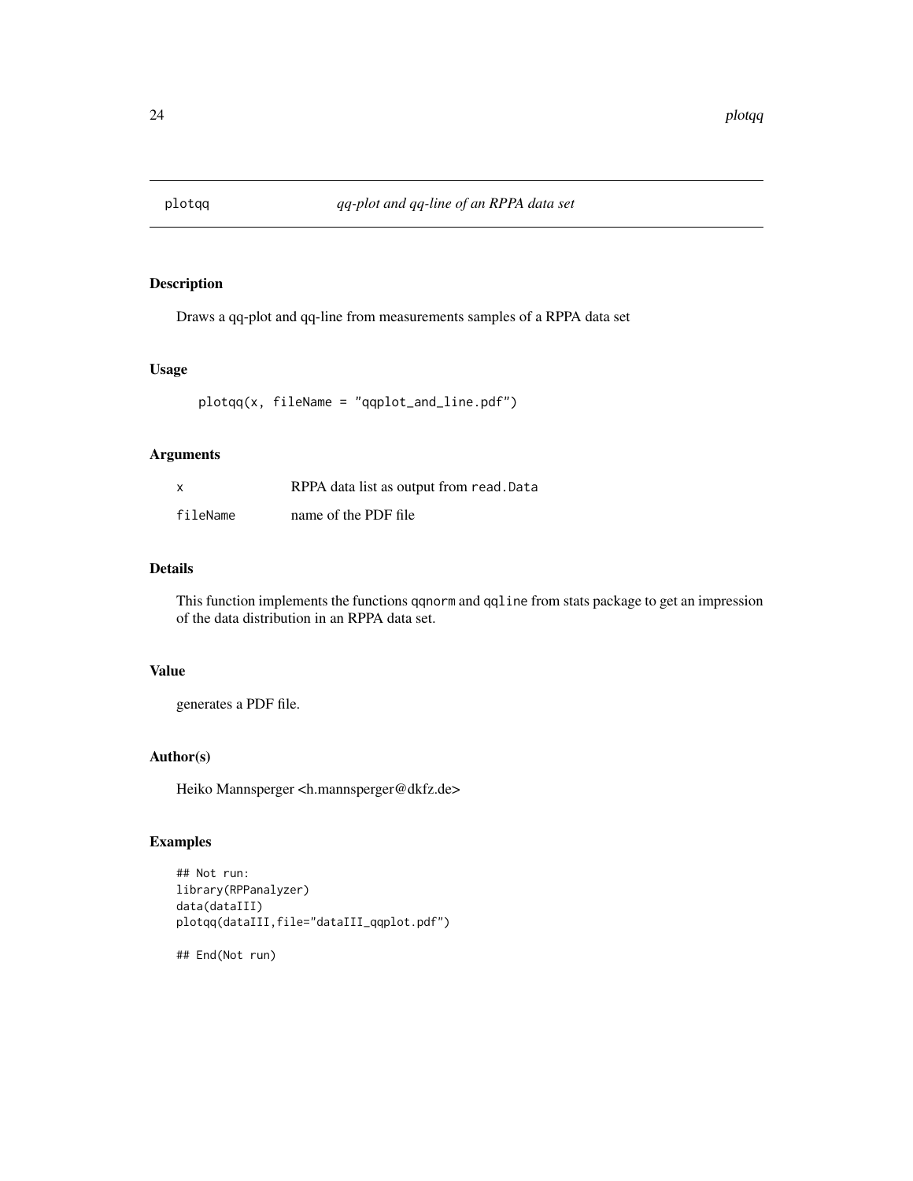# plotqq *qq-plot and qq-line of an RPPA data set*

## Description

Draws a qq-plot and qq-line from measurements samples of a RPPA data set

## Usage

```
plotqq(x, fileName = "qqplot_and_line.pdf")
```

## Arguments

| | |
|---|---|
| x | RPPA data list as output from `read.Data` |
| fileName | name of the PDF file |

## Details

This function implements the functions `qqnorm` and `qqline` from stats package to get an impression of the data distribution in an RPPA data set.

## Value

generates a PDF file.

## Author(s)

Heiko Mannsperger <h.mannsperger@dkfz.de>

## Examples

```
## Not run:
library(RPPanalyzer)
data(dataIII)
plotqq(dataIII,file="dataIII_qqplot.pdf")

## End(Not run)
```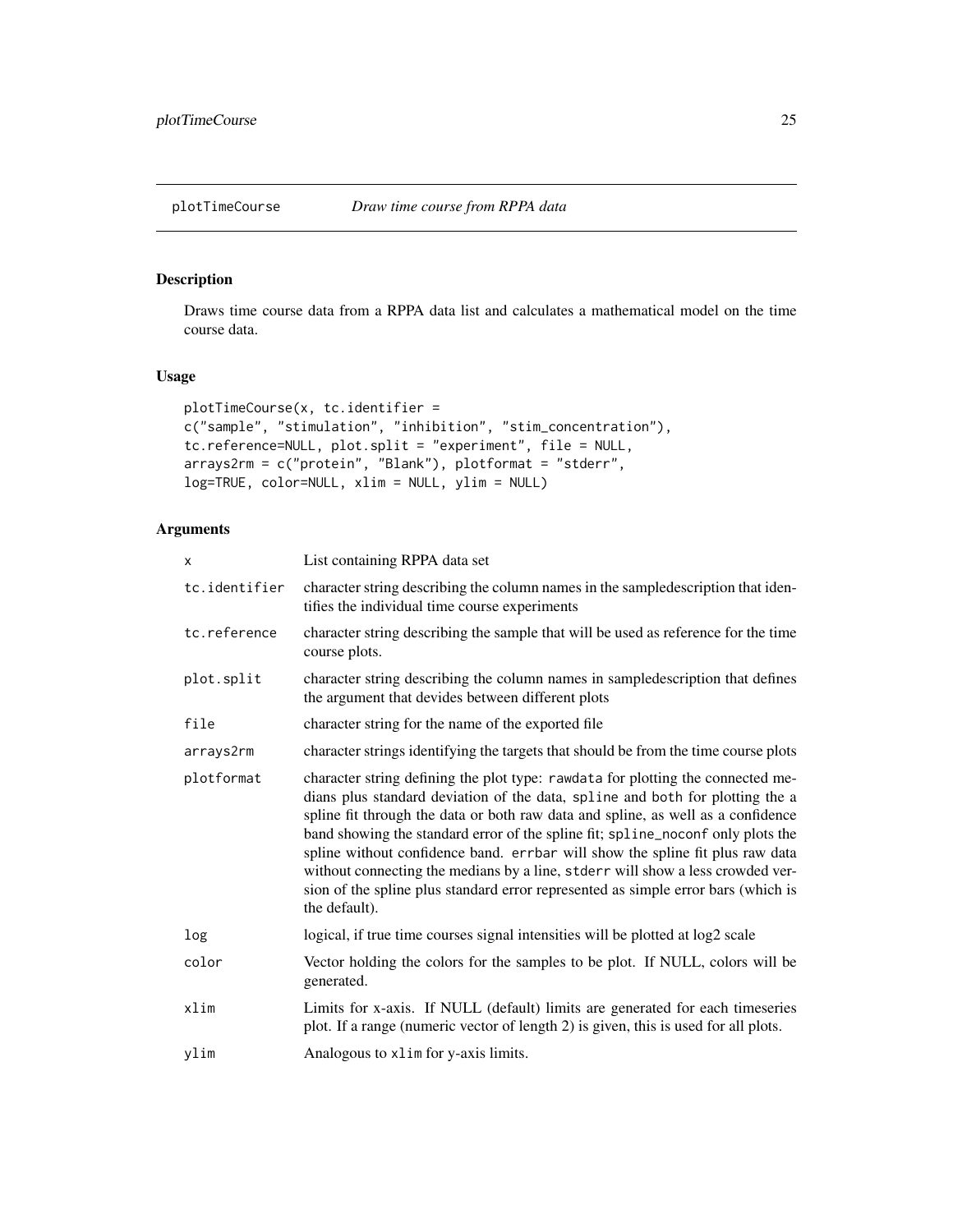## plotTimeCourse *Draw time course from RPPA data*

### Description

Draws time course data from a RPPA data list and calculates a mathematical model on the time course data.

### Usage

```
plotTimeCourse(x, tc.identifier =
c("sample", "stimulation", "inhibition", "stim_concentration"),
tc.reference=NULL, plot.split = "experiment", file = NULL,
arrays2rm = c("protein", "Blank"), plotformat = "stderr",
log=TRUE, color=NULL, xlim = NULL, ylim = NULL)
```

### Arguments

| | |
|---|---|
| `x` | List containing RPPA data set |
| `tc.identifier` | character string describing the column names in the sampledescription that identifies the individual time course experiments |
| `tc.reference` | character string describing the sample that will be used as reference for the time course plots. |
| `plot.split` | character string describing the column names in sampledescription that defines the argument that devides between different plots |
| `file` | character string for the name of the exported file |
| `arrays2rm` | character strings identifying the targets that should be from the time course plots |
| `plotformat` | character string defining the plot type: `rawdata` for plotting the connected medians plus standard deviation of the data, `spline` and `both` for plotting the a spline fit through the data or both raw data and spline, as well as a confidence band showing the standard error of the spline fit; `spline_noconf` only plots the spline without confidence band. `errbar` will show the spline fit plus raw data without connecting the medians by a line, `stderr` will show a less crowded version of the spline plus standard error represented as simple error bars (which is the default). |
| `log` | logical, if true time courses signal intensities will be plotted at log2 scale |
| `color` | Vector holding the colors for the samples to be plot. If NULL, colors will be generated. |
| `xlim` | Limits for x-axis. If NULL (default) limits are generated for each timeseries plot. If a range (numeric vector of length 2) is given, this is used for all plots. |
| `ylim` | Analogous to `xlim` for y-axis limits. |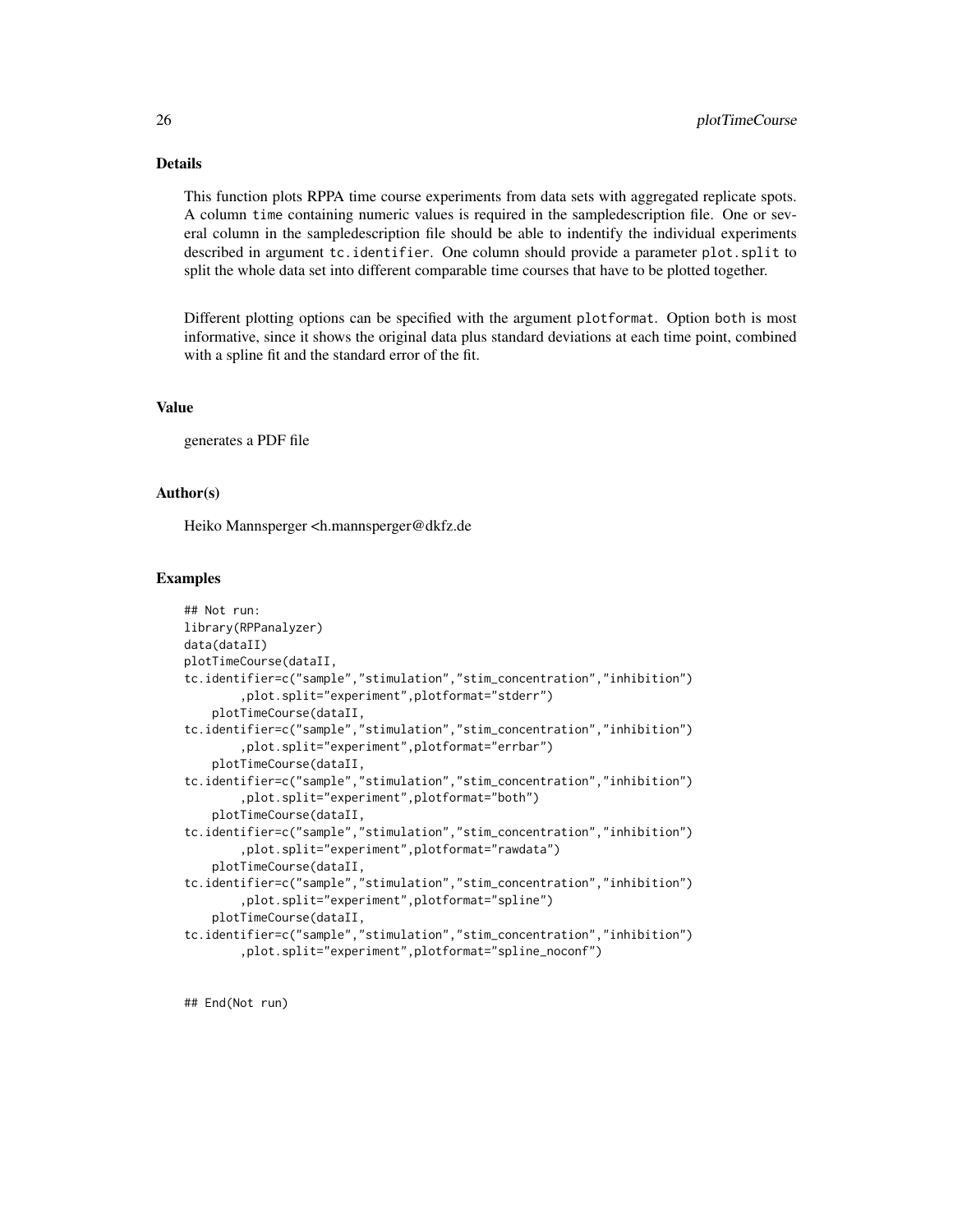### Details

This function plots RPPA time course experiments from data sets with aggregated replicate spots. A column `time` containing numeric values is required in the sampledescription file. One or several column in the sampledescription file should be able to indentify the individual experiments described in argument `tc.identifier`. One column should provide a parameter `plot.split` to split the whole data set into different comparable time courses that have to be plotted together.

Different plotting options can be specified with the argument `plotformat`. Option `both` is most informative, since it shows the original data plus standard deviations at each time point, combined with a spline fit and the standard error of the fit.

### Value

generates a PDF file

### Author(s)

Heiko Mannsperger <h.mannsperger@dkfz.de

### Examples

```
## Not run:
library(RPPanalyzer)
data(dataII)
plotTimeCourse(dataII,
tc.identifier=c("sample","stimulation","stim_concentration","inhibition")
        ,plot.split="experiment",plotformat="stderr")
    plotTimeCourse(dataII,
tc.identifier=c("sample","stimulation","stim_concentration","inhibition")
        ,plot.split="experiment",plotformat="errbar")
    plotTimeCourse(dataII,
tc.identifier=c("sample","stimulation","stim_concentration","inhibition")
        ,plot.split="experiment",plotformat="both")
    plotTimeCourse(dataII,
tc.identifier=c("sample","stimulation","stim_concentration","inhibition")
        ,plot.split="experiment",plotformat="rawdata")
    plotTimeCourse(dataII,
tc.identifier=c("sample","stimulation","stim_concentration","inhibition")
        ,plot.split="experiment",plotformat="spline")
    plotTimeCourse(dataII,
tc.identifier=c("sample","stimulation","stim_concentration","inhibition")
        ,plot.split="experiment",plotformat="spline_noconf")


## End(Not run)
```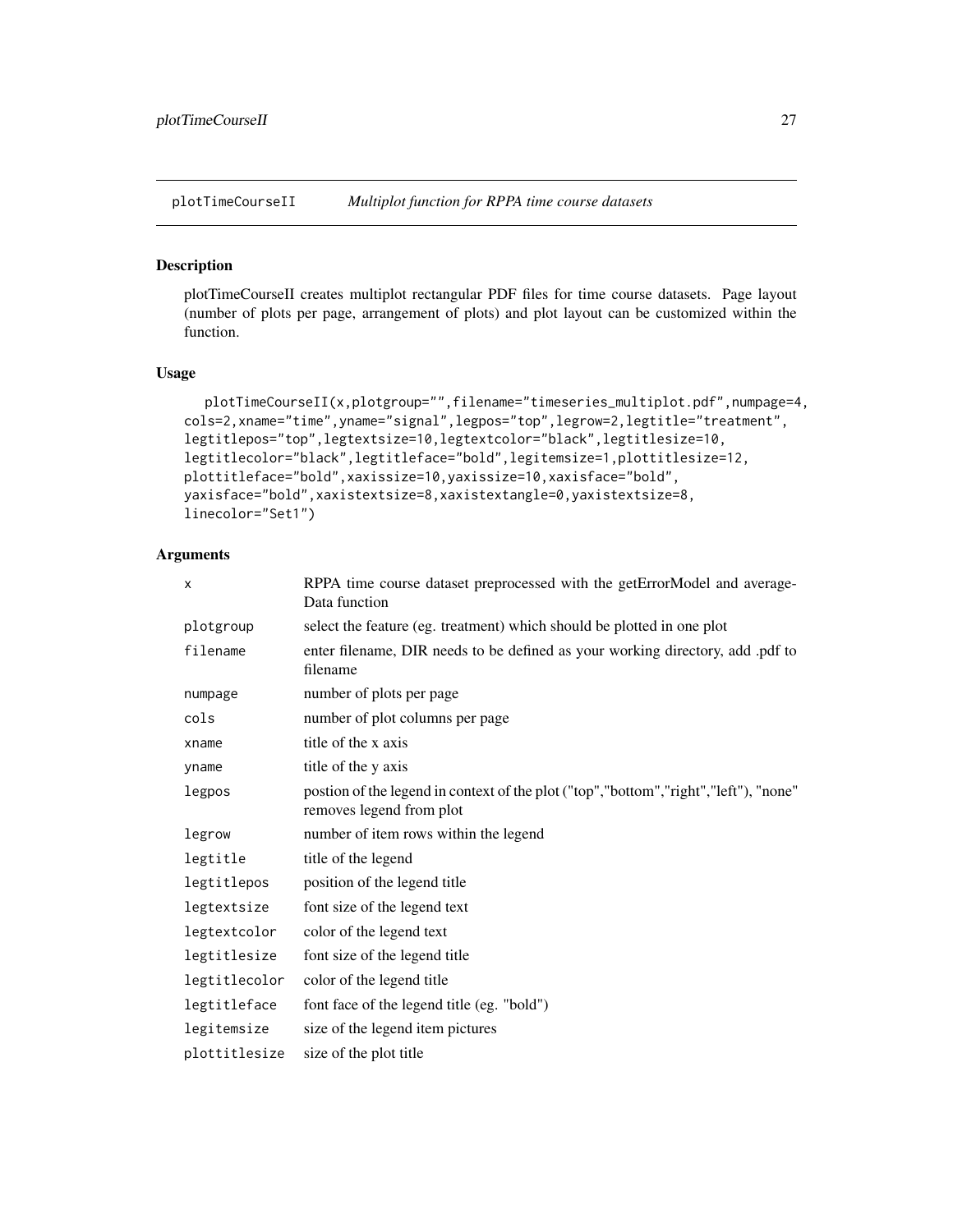plotTimeCourseII *Multiplot function for RPPA time course datasets*

## Description

plotTimeCourseII creates multiplot rectangular PDF files for time course datasets. Page layout (number of plots per page, arrangement of plots) and plot layout can be customized within the function.

## Usage

```
plotTimeCourseII(x,plotgroup="",filename="timeseries_multiplot.pdf",numpage=4,
cols=2,xname="time",yname="signal",legpos="top",legrow=2,legtitle="treatment",
legtitlepos="top",legtextsize=10,legtextcolor="black",legtitlesize=10,
legtitlecolor="black",legtitleface="bold",legitemsize=1,plottitlesize=12,
plottitleface="bold",xaxissize=10,yaxissize=10,xaxisface="bold",
yaxisface="bold",xaxistextsize=8,xaxistextangle=0,yaxistextsize=8,
linecolor="Set1")
```

## Arguments

| | |
|---|---|
| x | RPPA time course dataset preprocessed with the getErrorModel and averageData function |
| plotgroup | select the feature (eg. treatment) which should be plotted in one plot |
| filename | enter filename, DIR needs to be defined as your working directory, add .pdf to filename |
| numpage | number of plots per page |
| cols | number of plot columns per page |
| xname | title of the x axis |
| yname | title of the y axis |
| legpos | postion of the legend in context of the plot ("top","bottom","right","left"), "none" removes legend from plot |
| legrow | number of item rows within the legend |
| legtitle | title of the legend |
| legtitlepos | position of the legend title |
| legtextsize | font size of the legend text |
| legtextcolor | color of the legend text |
| legtitlesize | font size of the legend title |
| legtitlecolor | color of the legend title |
| legtitleface | font face of the legend title (eg. "bold") |
| legitemsize | size of the legend item pictures |
| plottitlesize | size of the plot title |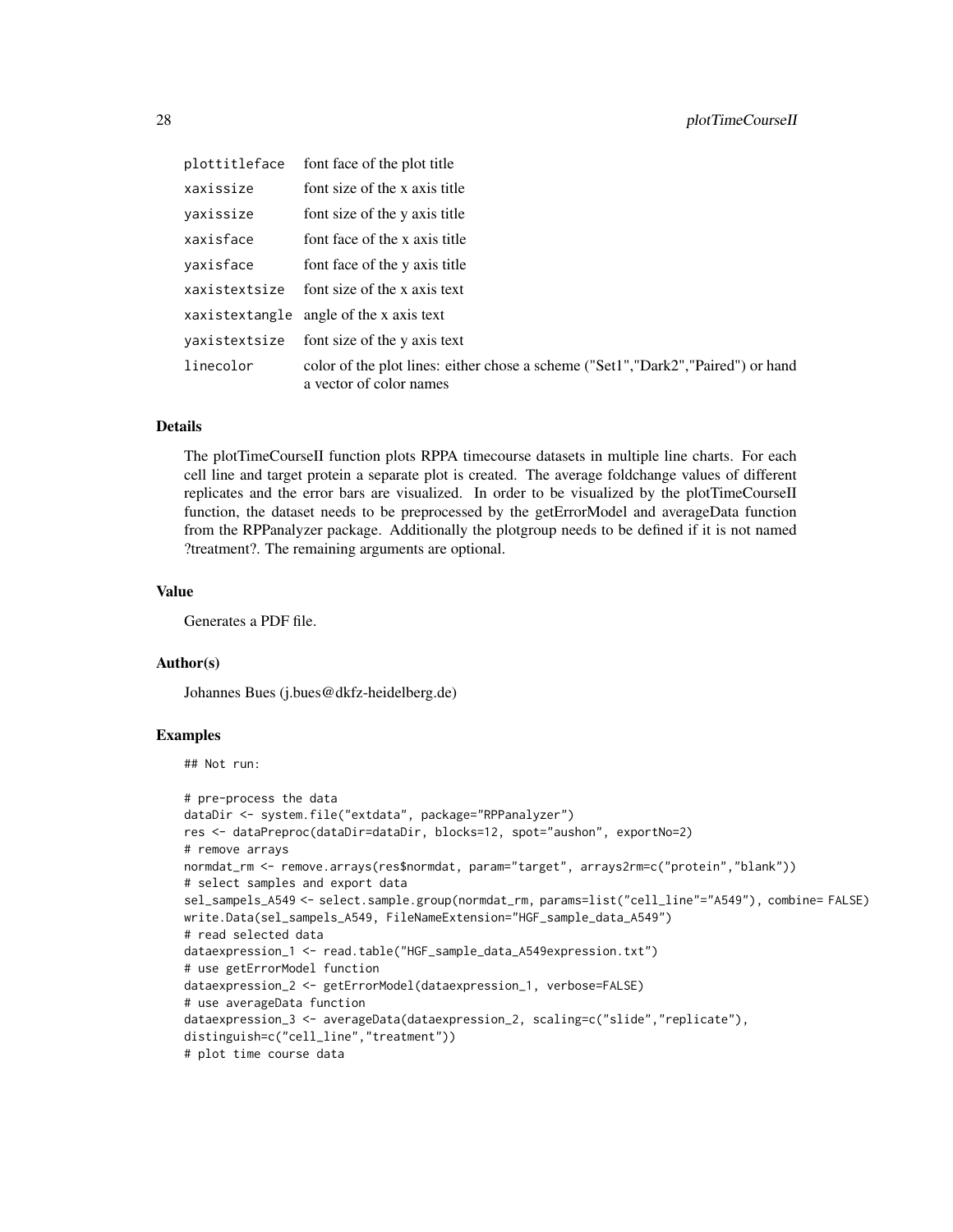| | |
|---|---|
| plottitleface | font face of the plot title |
| xaxissize | font size of the x axis title |
| yaxissize | font size of the y axis title |
| xaxisface | font face of the x axis title |
| yaxisface | font face of the y axis title |
| xaxistextsize | font size of the x axis text |
| xaxistextangle | angle of the x axis text |
| yaxistextsize | font size of the y axis text |
| linecolor | color of the plot lines: either chose a scheme ("Set1","Dark2","Paired") or hand a vector of color names |

### Details

The plotTimeCourseII function plots RPPA timecourse datasets in multiple line charts. For each cell line and target protein a separate plot is created. The average foldchange values of different replicates and the error bars are visualized. In order to be visualized by the plotTimeCourseII function, the dataset needs to be preprocessed by the getErrorModel and averageData function from the RPPanalyzer package. Additionally the plotgroup needs to be defined if it is not named ?treatment?. The remaining arguments are optional.

### Value

Generates a PDF file.

### Author(s)

Johannes Bues (j.bues@dkfz-heidelberg.de)

### Examples

```
## Not run:

# pre-process the data
dataDir <- system.file("extdata", package="RPPanalyzer")
res <- dataPreproc(dataDir=dataDir, blocks=12, spot="aushon", exportNo=2)
# remove arrays
normdat_rm <- remove.arrays(res$normdat, param="target", arrays2rm=c("protein","blank"))
# select samples and export data
sel_sampels_A549 <- select.sample.group(normdat_rm, params=list("cell_line"="A549"), combine= FALSE)
write.Data(sel_sampels_A549, FileNameExtension="HGF_sample_data_A549")
# read selected data
dataexpression_1 <- read.table("HGF_sample_data_A549expression.txt")
# use getErrorModel function
dataexpression_2 <- getErrorModel(dataexpression_1, verbose=FALSE)
# use averageData function
dataexpression_3 <- averageData(dataexpression_2, scaling=c("slide","replicate"),
distinguish=c("cell_line","treatment"))
# plot time course data
```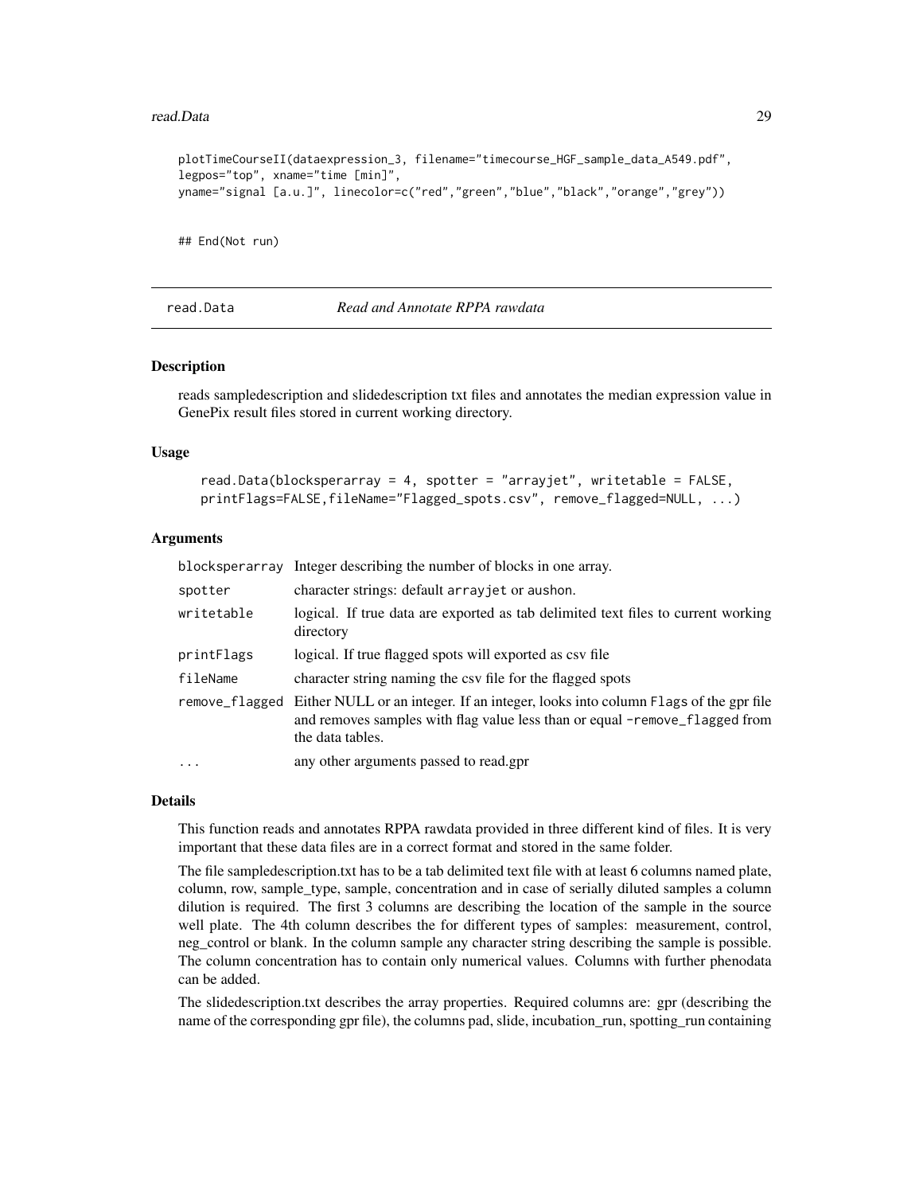```
plotTimeCourseII(dataexpression_3, filename="timecourse_HGF_sample_data_A549.pdf",
legpos="top", xname="time [min]",
yname="signal [a.u.]", linecolor=c("red","green","blue","black","orange","grey"))


## End(Not run)
```

## read.Data — *Read and Annotate RPPA rawdata*

### Description

reads sampledescription and slidedescription txt files and annotates the median expression value in GenePix result files stored in current working directory.

### Usage

```
read.Data(blocksperarray = 4, spotter = "arrayjet", writetable = FALSE,
printFlags=FALSE,fileName="Flagged_spots.csv", remove_flagged=NULL, ...)
```

### Arguments

| | |
|---|---|
| `blocksperarray` | Integer describing the number of blocks in one array. |
| `spotter` | character strings: default `arrayjet` or `aushon`. |
| `writetable` | logical. If true data are exported as tab delimited text files to current working directory |
| `printFlags` | logical. If true flagged spots will exported as csv file |
| `fileName` | character string naming the csv file for the flagged spots |
| `remove_flagged` | Either NULL or an integer. If an integer, looks into column `Flags` of the gpr file and removes samples with flag value less than or equal `-remove_flagged` from the data tables. |
| `...` | any other arguments passed to read.gpr |

### Details

This function reads and annotates RPPA rawdata provided in three different kind of files. It is very important that these data files are in a correct format and stored in the same folder.

The file sampledescription.txt has to be a tab delimited text file with at least 6 columns named plate, column, row, sample_type, sample, concentration and in case of serially diluted samples a column dilution is required. The first 3 columns are describing the location of the sample in the source well plate. The 4th column describes the for different types of samples: measurement, control, neg_control or blank. In the column sample any character string describing the sample is possible. The column concentration has to contain only numerical values. Columns with further phenodata can be added.

The slidedescription.txt describes the array properties. Required columns are: gpr (describing the name of the corresponding gpr file), the columns pad, slide, incubation_run, spotting_run containing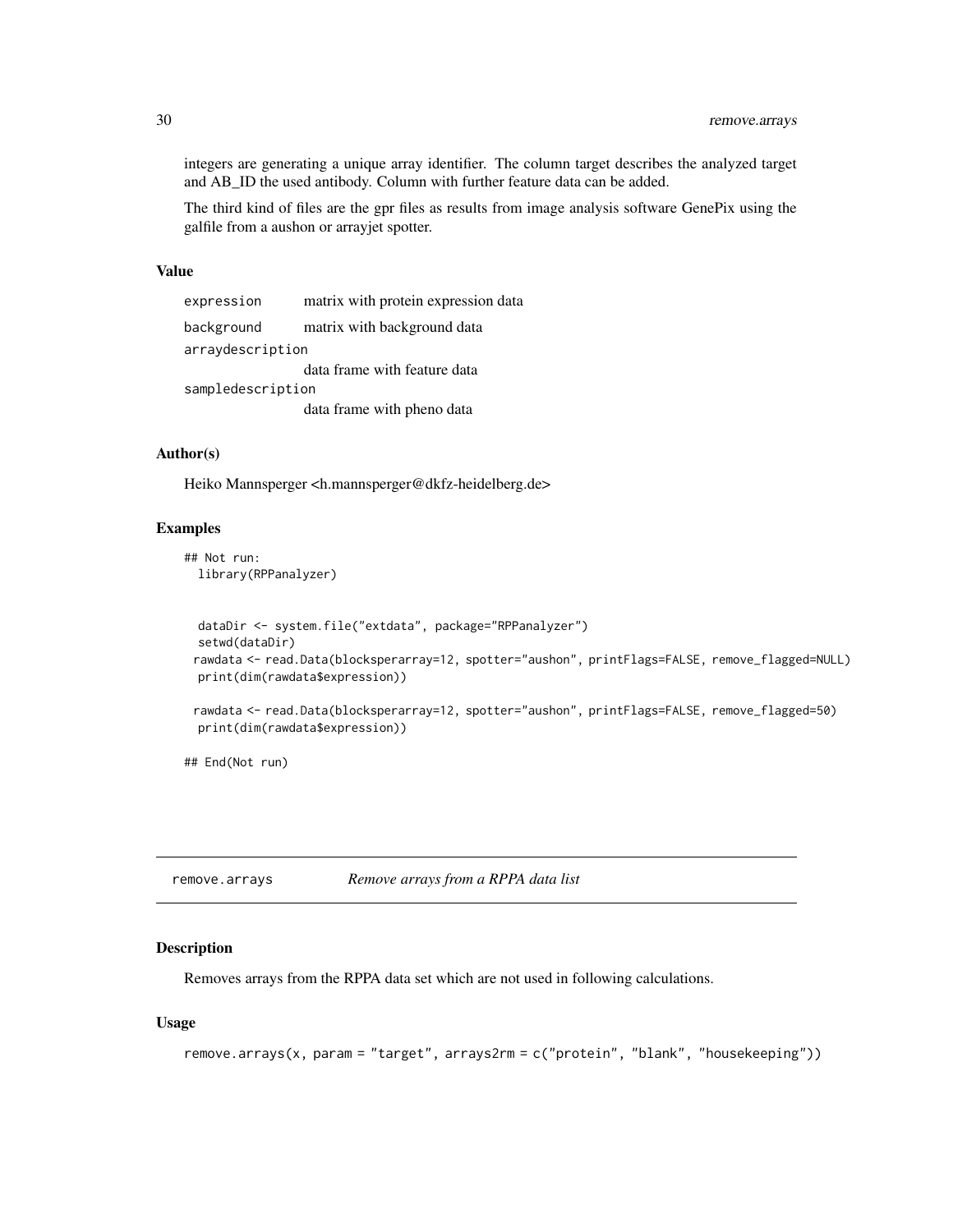integers are generating a unique array identifier. The column target describes the analyzed target and AB_ID the used antibody. Column with further feature data can be added.

The third kind of files are the gpr files as results from image analysis software GenePix using the galfile from a aushon or arrayjet spotter.

### Value

- `expression` matrix with protein expression data
- `background` matrix with background data
- `arraydescription` data frame with feature data
- `sampledescription` data frame with pheno data

### Author(s)

Heiko Mannsperger <h.mannsperger@dkfz-heidelberg.de>

### Examples

```
## Not run:
  library(RPPanalyzer)


  dataDir <- system.file("extdata", package="RPPanalyzer")
  setwd(dataDir)
 rawdata <- read.Data(blocksperarray=12, spotter="aushon", printFlags=FALSE, remove_flagged=NULL)
  print(dim(rawdata$expression))

 rawdata <- read.Data(blocksperarray=12, spotter="aushon", printFlags=FALSE, remove_flagged=50)
  print(dim(rawdata$expression))

## End(Not run)
```

---

## remove.arrays *Remove arrays from a RPPA data list*

### Description

Removes arrays from the RPPA data set which are not used in following calculations.

### Usage

```
remove.arrays(x, param = "target", arrays2rm = c("protein", "blank", "housekeeping"))
```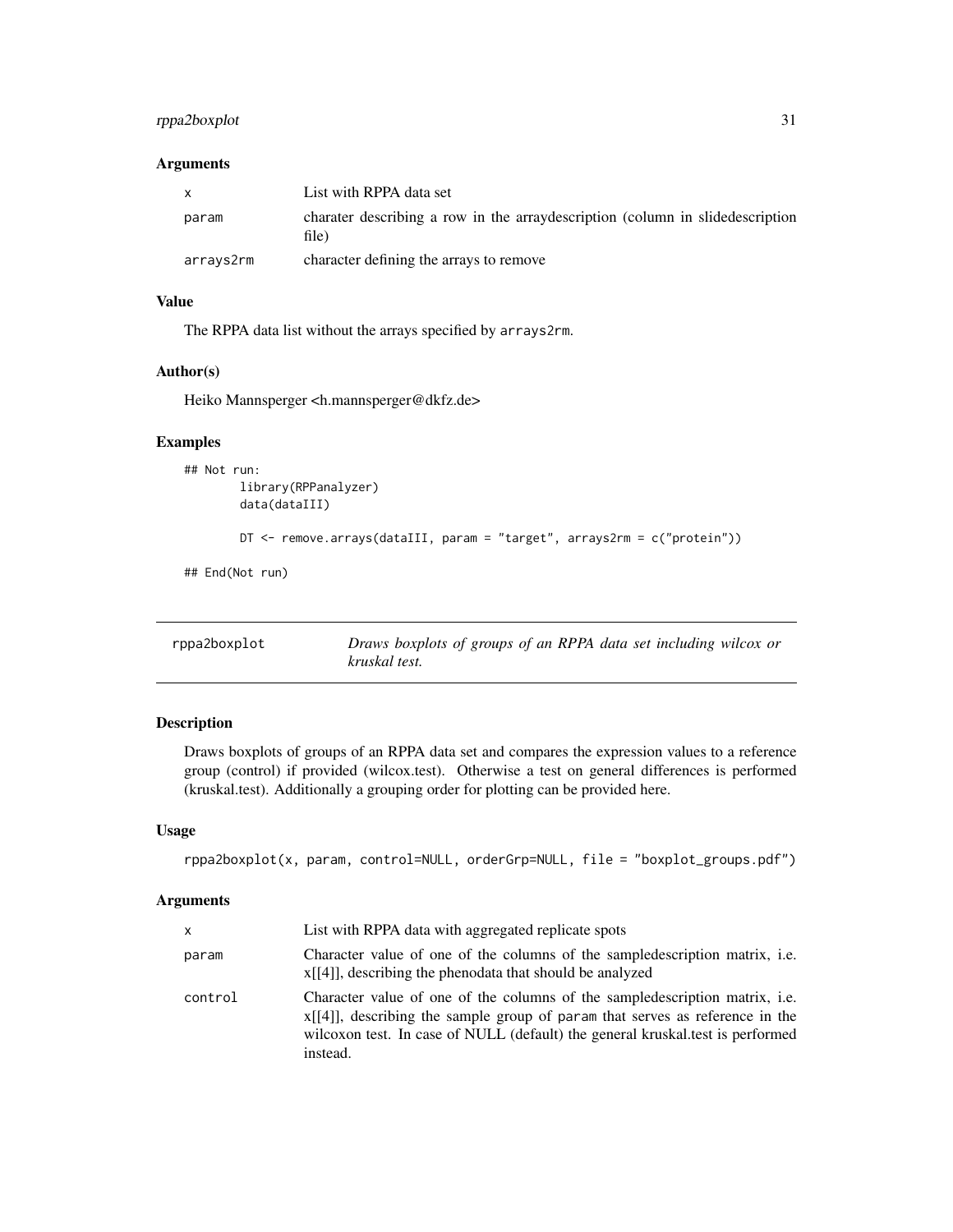### Arguments

| | |
|---|---|
| x | List with RPPA data set |
| param | charater describing a row in the arraydescription (column in slidedescription file) |
| arrays2rm | character defining the arrays to remove |

### Value

The RPPA data list without the arrays specified by `arrays2rm`.

### Author(s)

Heiko Mannsperger <h.mannsperger@dkfz.de>

### Examples

```
## Not run:
        library(RPPanalyzer)
        data(dataIII)

        DT <- remove.arrays(dataIII, param = "target", arrays2rm = c("protein"))

## End(Not run)
```

---

## rppa2boxplot — *Draws boxplots of groups of an RPPA data set including wilcox or kruskal test.*

---

### Description

Draws boxplots of groups of an RPPA data set and compares the expression values to a reference group (control) if provided (wilcox.test). Otherwise a test on general differences is performed (kruskal.test). Additionally a grouping order for plotting can be provided here.

### Usage

```
rppa2boxplot(x, param, control=NULL, orderGrp=NULL, file = "boxplot_groups.pdf")
```

### Arguments

| | |
|---|---|
| x | List with RPPA data with aggregated replicate spots |
| param | Character value of one of the columns of the sampledescription matrix, i.e. x[[4]], describing the phenodata that should be analyzed |
| control | Character value of one of the columns of the sampledescription matrix, i.e. x[[4]], describing the sample group of `param` that serves as reference in the wilcoxon test. In case of NULL (default) the general kruskal.test is performed instead. |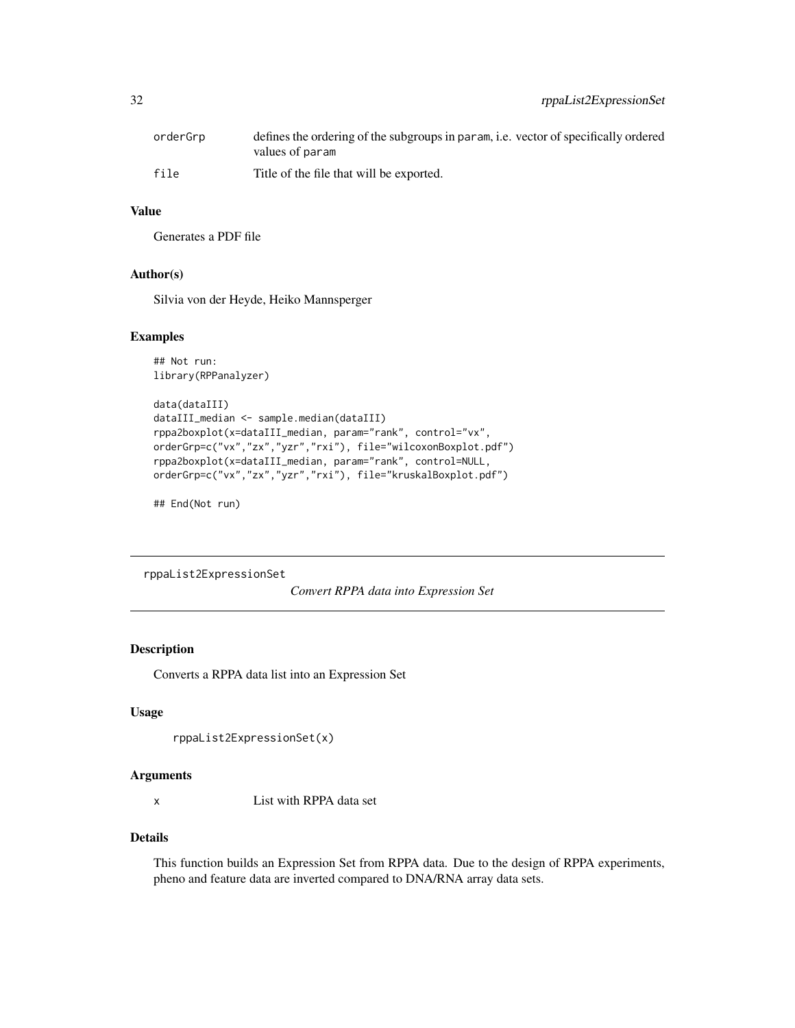| | |
|---|---|
| orderGrp | defines the ordering of the subgroups in param, i.e. vector of specifically ordered values of param |
| file | Title of the file that will be exported. |

### Value

Generates a PDF file

### Author(s)

Silvia von der Heyde, Heiko Mannsperger

### Examples

```
## Not run:
library(RPPanalyzer)

data(dataIII)
dataIII_median <- sample.median(dataIII)
rppa2boxplot(x=dataIII_median, param="rank", control="vx",
orderGrp=c("vx","zx","yzr","rxi"), file="wilcoxonBoxplot.pdf")
rppa2boxplot(x=dataIII_median, param="rank", control=NULL,
orderGrp=c("vx","zx","yzr","rxi"), file="kruskalBoxplot.pdf")

## End(Not run)
```

---

## rppaList2ExpressionSet

*Convert RPPA data into Expression Set*

---

### Description

Converts a RPPA data list into an Expression Set

### Usage

```
rppaList2ExpressionSet(x)
```

### Arguments

| | |
|---|---|
| x | List with RPPA data set |

### Details

This function builds an Expression Set from RPPA data. Due to the design of RPPA experiments, pheno and feature data are inverted compared to DNA/RNA array data sets.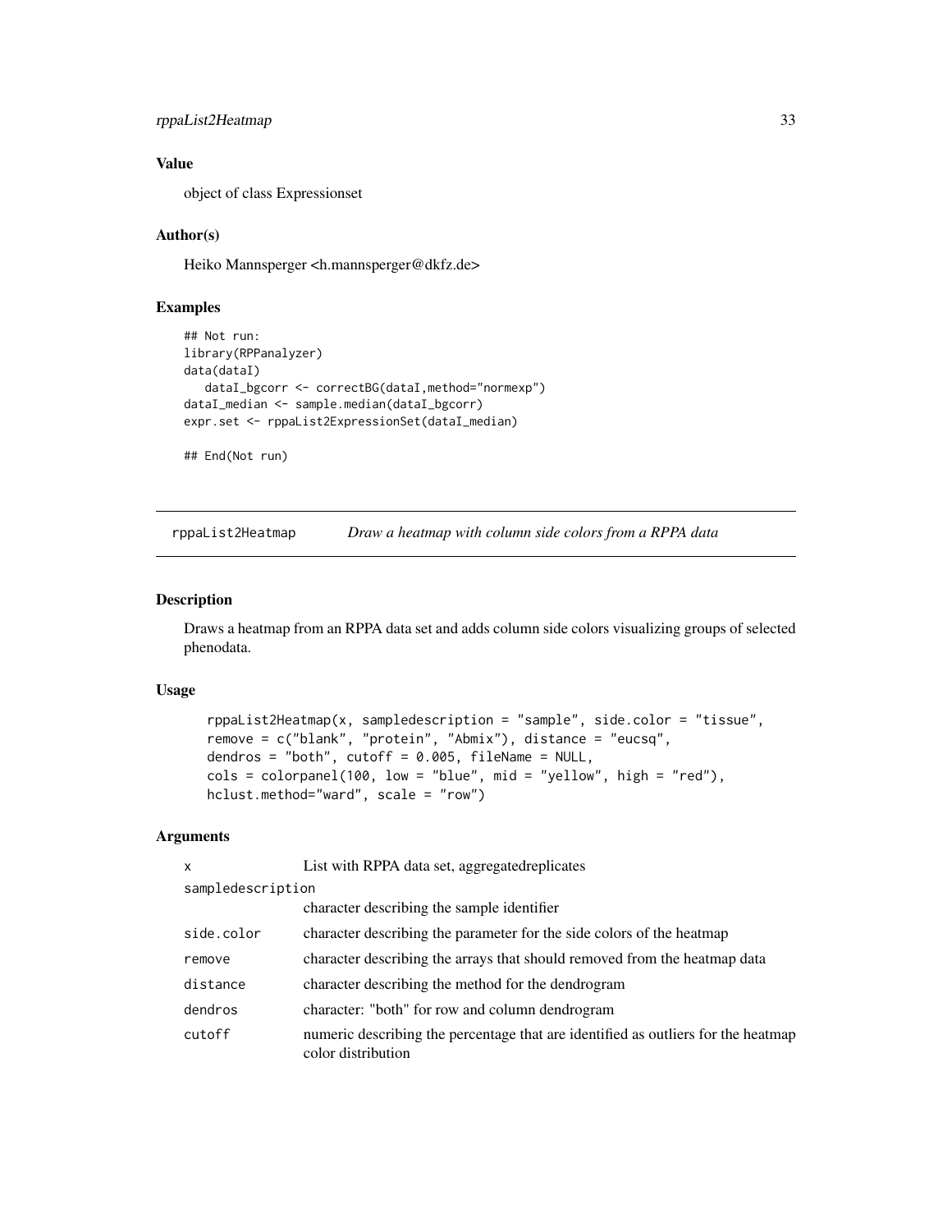### Value

object of class Expressionset

### Author(s)

Heiko Mannsperger <h.mannsperger@dkfz.de>

### Examples

```
## Not run:
library(RPPanalyzer)
data(dataI)
   dataI_bgcorr <- correctBG(dataI,method="normexp")
dataI_median <- sample.median(dataI_bgcorr)
expr.set <- rppaList2ExpressionSet(dataI_median)

## End(Not run)
```

---

## rppaList2Heatmap    *Draw a heatmap with column side colors from a RPPA data*

---

### Description

Draws a heatmap from an RPPA data set and adds column side colors visualizing groups of selected phenodata.

### Usage

```
rppaList2Heatmap(x, sampledescription = "sample", side.color = "tissue",
remove = c("blank", "protein", "Abmix"), distance = "eucsq",
dendros = "both", cutoff = 0.005, fileName = NULL,
cols = colorpanel(100, low = "blue", mid = "yellow", high = "red"),
hclust.method="ward", scale = "row")
```

### Arguments

| | |
|---|---|
| `x` | List with RPPA data set, aggregatedreplicates |
| `sampledescription` | character describing the sample identifier |
| `side.color` | character describing the parameter for the side colors of the heatmap |
| `remove` | character describing the arrays that should removed from the heatmap data |
| `distance` | character describing the method for the dendrogram |
| `dendros` | character: "both" for row and column dendrogram |
| `cutoff` | numeric describing the percentage that are identified as outliers for the heatmap color distribution |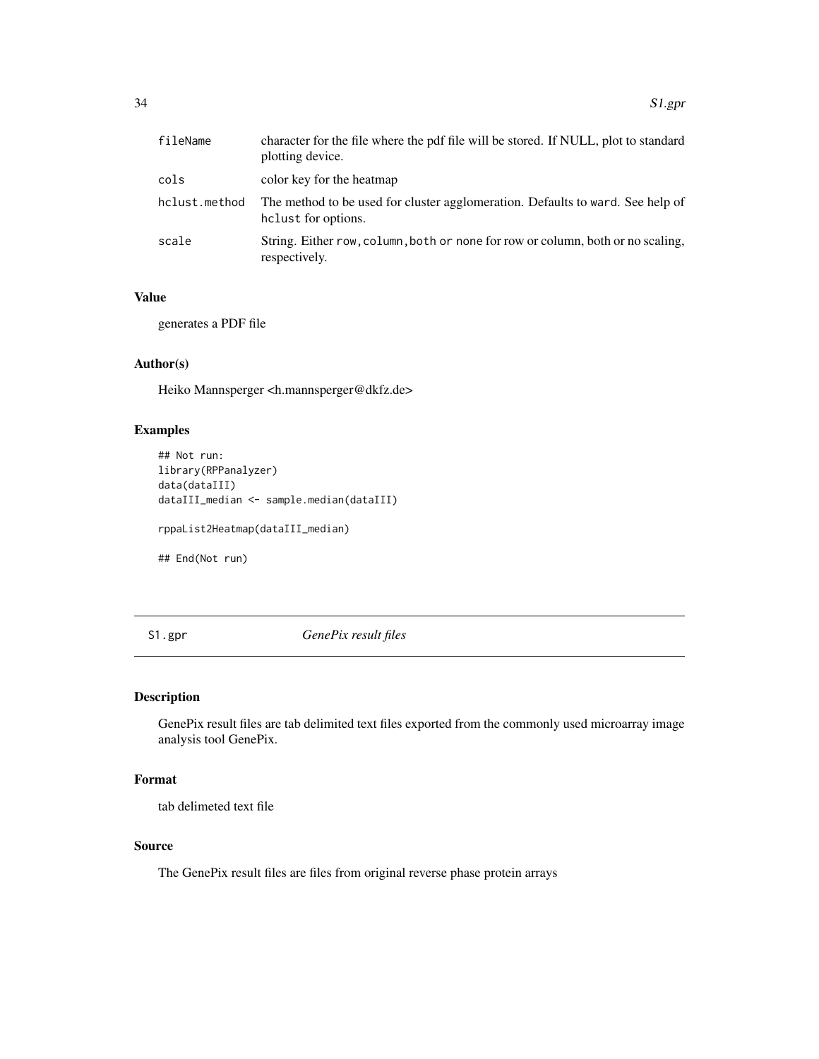| | |
|---|---|
| fileName | character for the file where the pdf file will be stored. If NULL, plot to standard plotting device. |
| cols | color key for the heatmap |
| hclust.method | The method to be used for cluster agglomeration. Defaults to ward. See help of hclust for options. |
| scale | String. Either row, column, both or none for row or column, both or no scaling, respectively. |

### Value

generates a PDF file

### Author(s)

Heiko Mannsperger <h.mannsperger@dkfz.de>

### Examples

```
## Not run:
library(RPPanalyzer)
data(dataIII)
dataIII_median <- sample.median(dataIII)

rppaList2Heatmap(dataIII_median)

## End(Not run)
```

---

## S1.gpr *GenePix result files*

---

### Description

GenePix result files are tab delimited text files exported from the commonly used microarray image analysis tool GenePix.

### Format

tab delimeted text file

### Source

The GenePix result files are files from original reverse phase protein arrays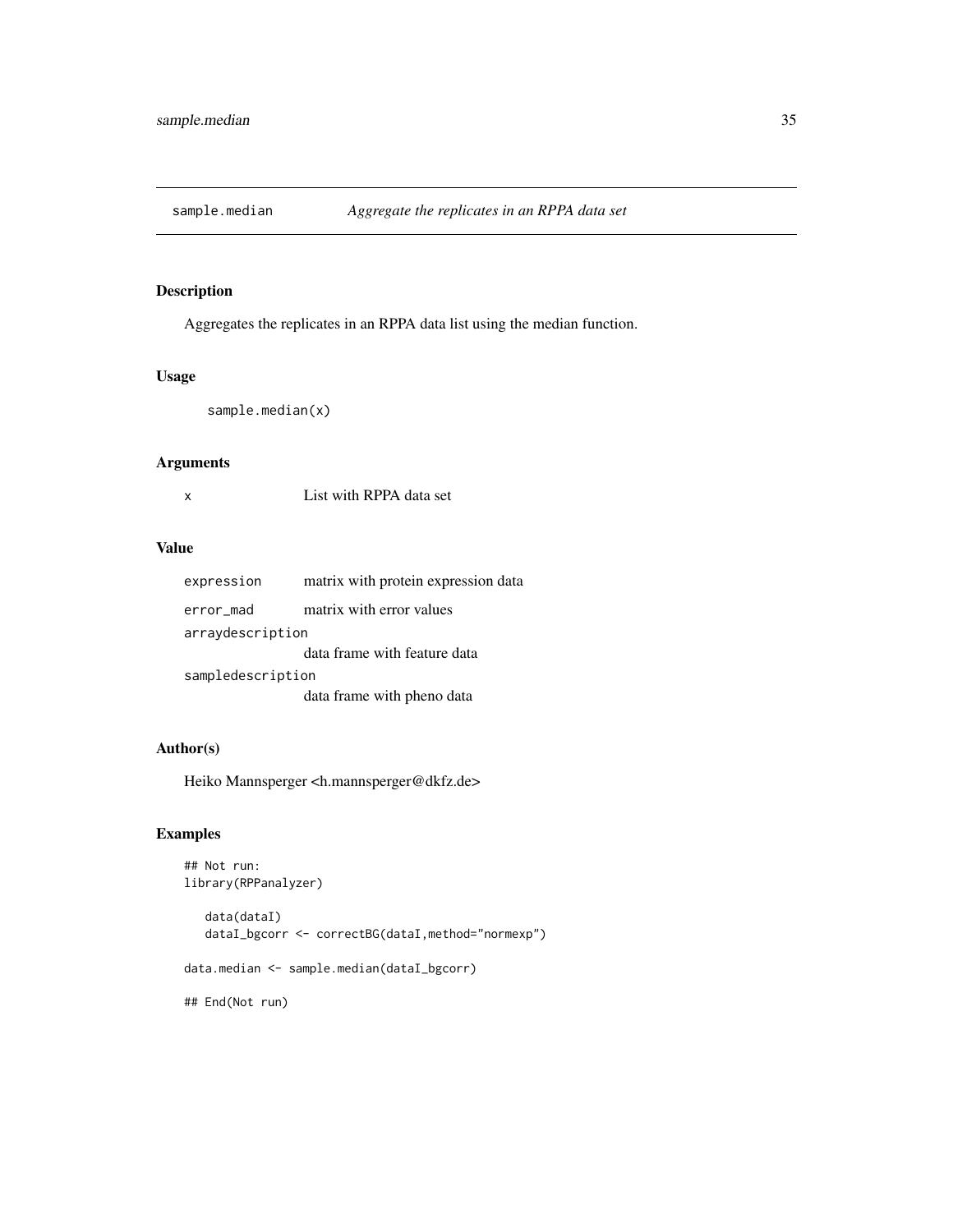# sample.median — *Aggregate the replicates in an RPPA data set*

## Description

Aggregates the replicates in an RPPA data list using the median function.

## Usage

```
sample.median(x)
```

## Arguments

| | |
|---|---|
| x | List with RPPA data set |

## Value

| | |
|---|---|
| expression | matrix with protein expression data |
| error_mad | matrix with error values |
| arraydescription | data frame with feature data |
| sampledescription | data frame with pheno data |

## Author(s)

Heiko Mannsperger <h.mannsperger@dkfz.de>

## Examples

```
## Not run:
library(RPPanalyzer)

   data(dataI)
   dataI_bgcorr <- correctBG(dataI,method="normexp")

data.median <- sample.median(dataI_bgcorr)

## End(Not run)
```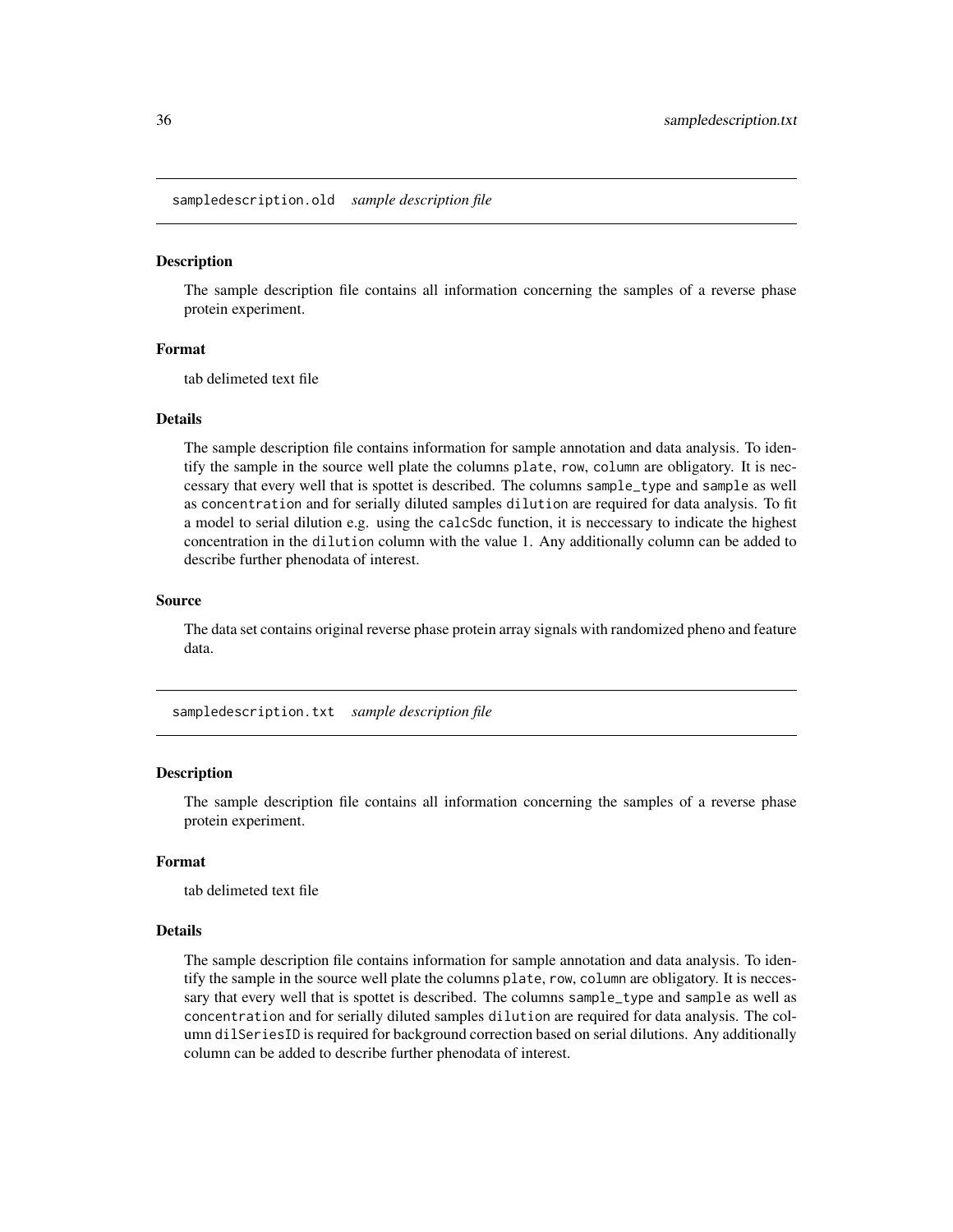## `sampledescription.old` *sample description file*

### Description

The sample description file contains all information concerning the samples of a reverse phase protein experiment.

### Format

tab delimeted text file

### Details

The sample description file contains information for sample annotation and data analysis. To identify the sample in the source well plate the columns `plate`, `row`, `column` are obligatory. It is neccessary that every well that is spottet is described. The columns `sample_type` and `sample` as well as `concentration` and for serially diluted samples `dilution` are required for data analysis. To fit a model to serial dilution e.g. using the `calcSdc` function, it is neccessary to indicate the highest concentration in the `dilution` column with the value 1. Any additionally column can be added to describe further phenodata of interest.

### Source

The data set contains original reverse phase protein array signals with randomized pheno and feature data.

## `sampledescription.txt` *sample description file*

### Description

The sample description file contains all information concerning the samples of a reverse phase protein experiment.

### Format

tab delimeted text file

### Details

The sample description file contains information for sample annotation and data analysis. To identify the sample in the source well plate the columns `plate`, `row`, `column` are obligatory. It is neccessary that every well that is spottet is described. The columns `sample_type` and `sample` as well as `concentration` and for serially diluted samples `dilution` are required for data analysis. The column `dilSeriesID` is required for background correction based on serial dilutions. Any additionally column can be added to describe further phenodata of interest.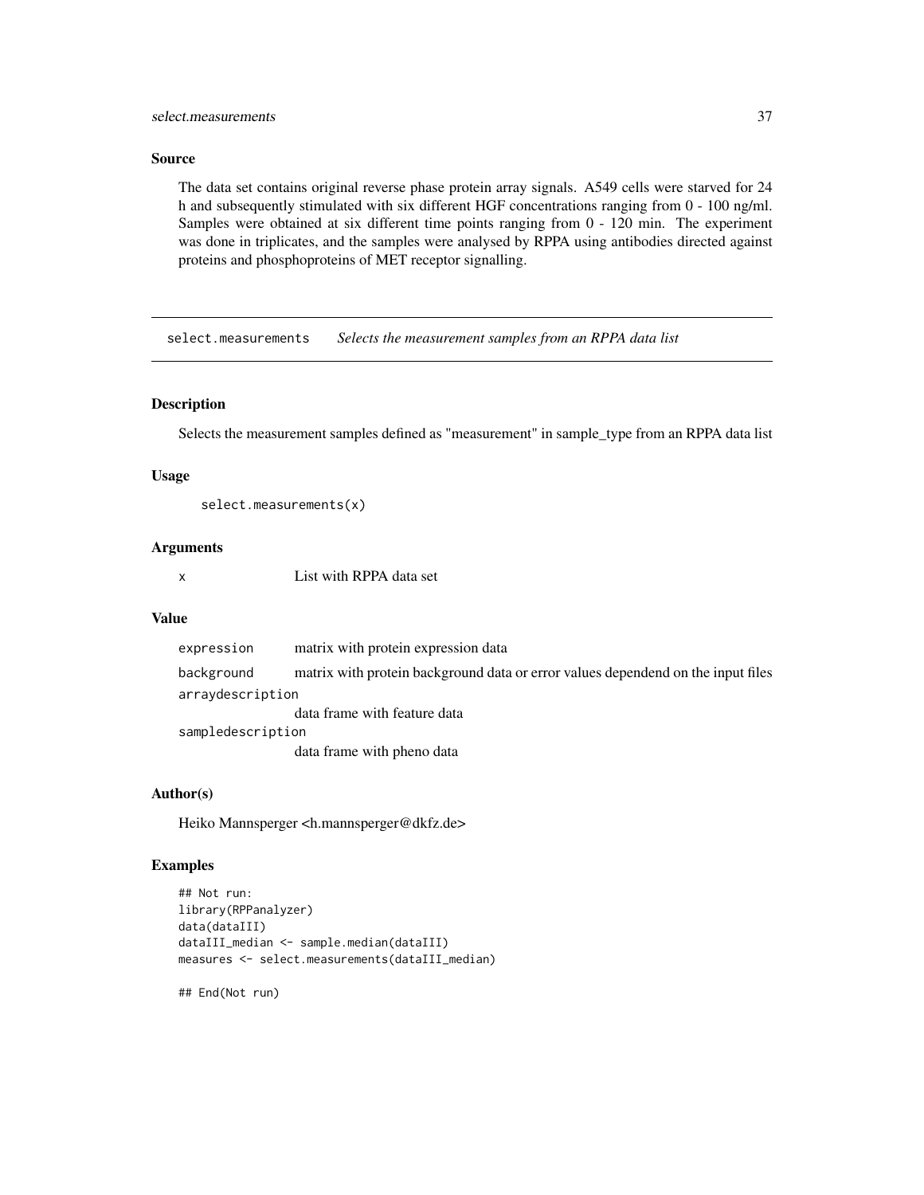### Source

The data set contains original reverse phase protein array signals. A549 cells were starved for 24 h and subsequently stimulated with six different HGF concentrations ranging from 0 - 100 ng/ml. Samples were obtained at six different time points ranging from 0 - 120 min. The experiment was done in triplicates, and the samples were analysed by RPPA using antibodies directed against proteins and phosphoproteins of MET receptor signalling.

---

## select.measurements *Selects the measurement samples from an RPPA data list*

---

### Description

Selects the measurement samples defined as "measurement" in sample_type from an RPPA data list

### Usage

```
select.measurements(x)
```

### Arguments

| | |
|---|---|
| x | List with RPPA data set |

### Value

| | |
|---|---|
| expression | matrix with protein expression data |
| background | matrix with protein background data or error values dependend on the input files |
| arraydescription | data frame with feature data |
| sampledescription | data frame with pheno data |

### Author(s)

Heiko Mannsperger <h.mannsperger@dkfz.de>

### Examples

```
## Not run:
library(RPPanalyzer)
data(dataIII)
dataIII_median <- sample.median(dataIII)
measures <- select.measurements(dataIII_median)

## End(Not run)
```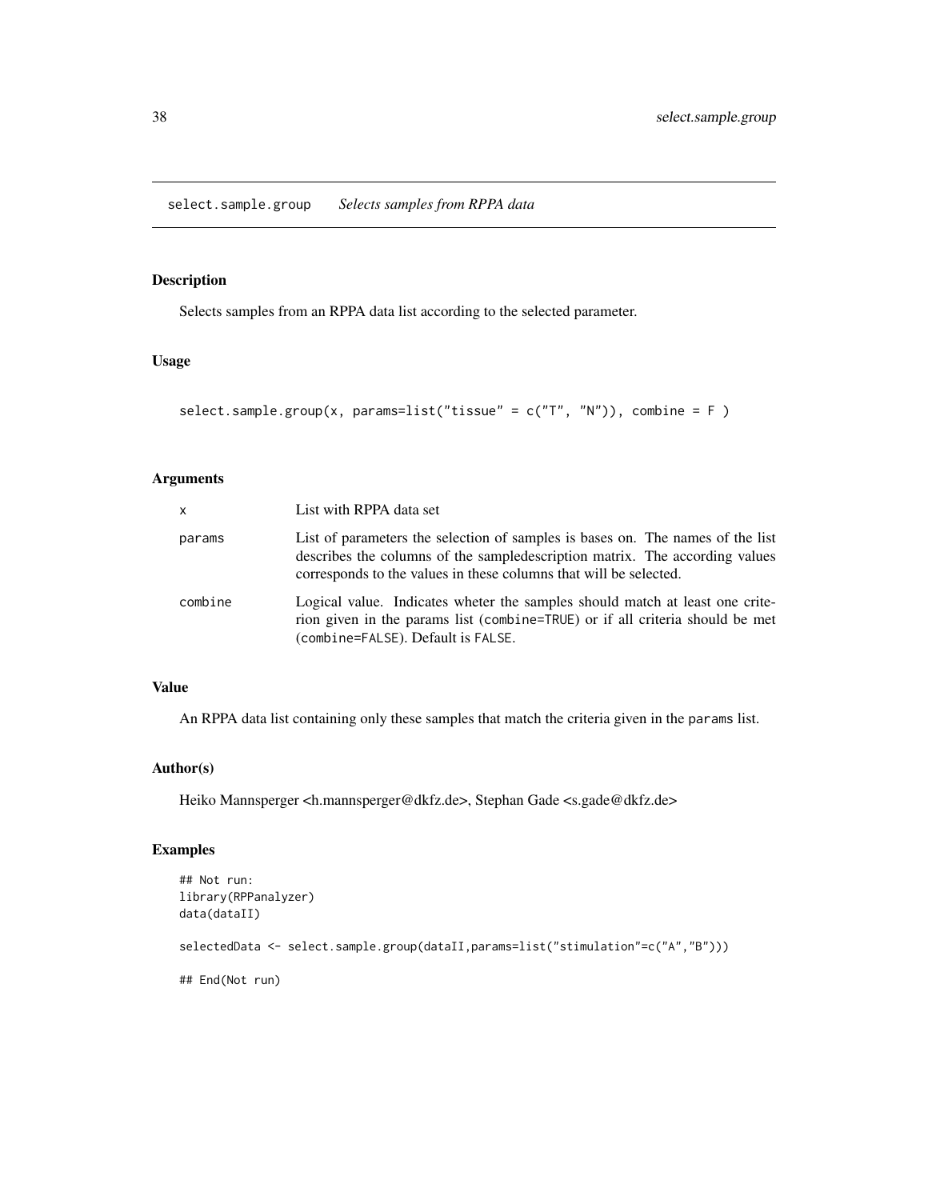## select.sample.group *Selects samples from RPPA data*

### Description

Selects samples from an RPPA data list according to the selected parameter.

### Usage

```
select.sample.group(x, params=list("tissue" = c("T", "N")), combine = F )
```

### Arguments

| | |
|---|---|
| x | List with RPPA data set |
| params | List of parameters the selection of samples is bases on. The names of the list describes the columns of the sampledescription matrix. The according values corresponds to the values in these columns that will be selected. |
| combine | Logical value. Indicates wheter the samples should match at least one criterion given in the params list (combine=TRUE) or if all criteria should be met (combine=FALSE). Default is FALSE. |

### Value

An RPPA data list containing only these samples that match the criteria given in the params list.

### Author(s)

Heiko Mannsperger <h.mannsperger@dkfz.de>, Stephan Gade <s.gade@dkfz.de>

### Examples

```
## Not run:
library(RPPanalyzer)
data(dataII)

selectedData <- select.sample.group(dataII,params=list("stimulation"=c("A","B")))

## End(Not run)
```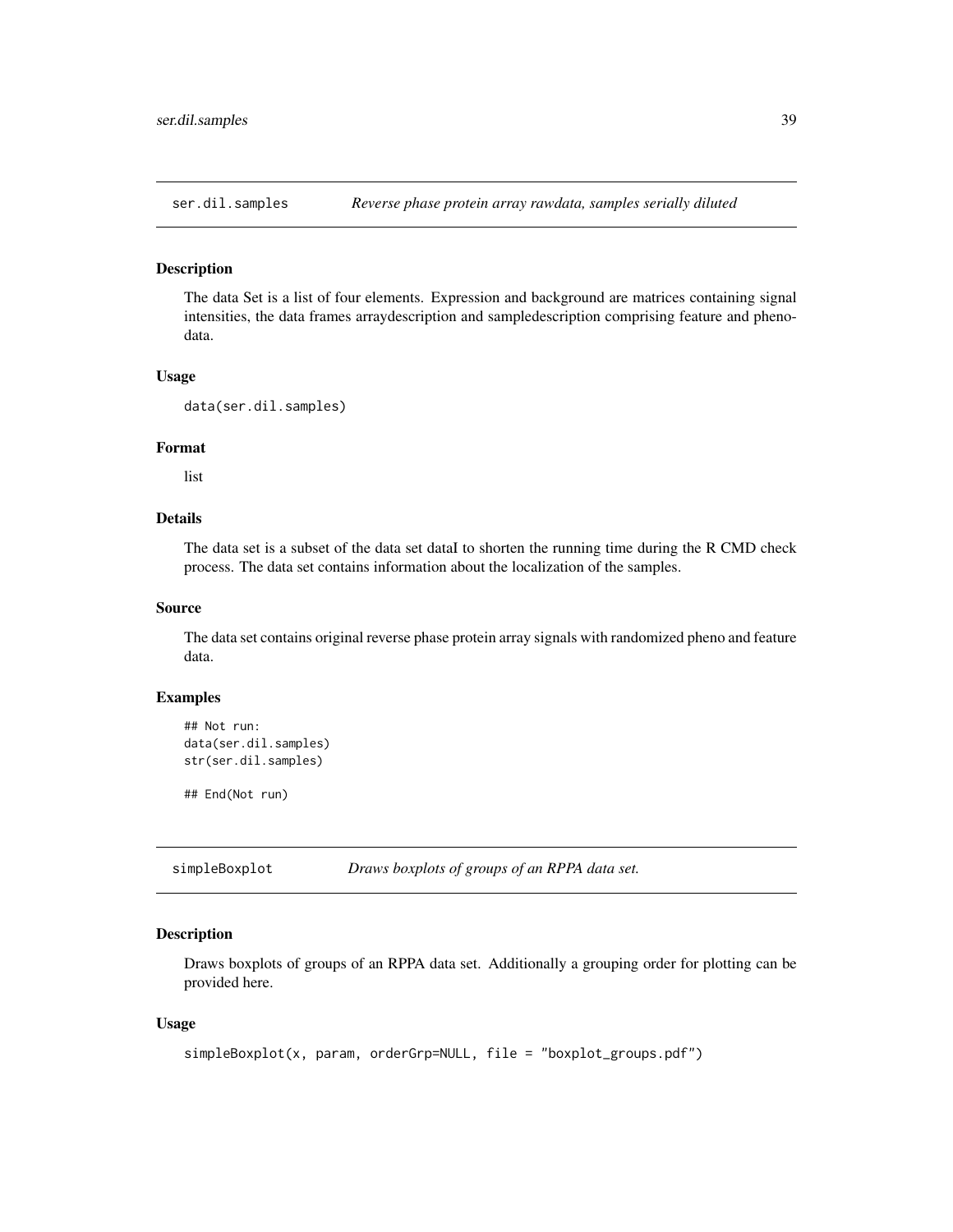## ser.dil.samples — *Reverse phase protein array rawdata, samples serially diluted*

### Description

The data Set is a list of four elements. Expression and background are matrices containing signal intensities, the data frames arraydescription and sampledescription comprising feature and pheno-data.

### Usage

```
data(ser.dil.samples)
```

### Format

list

### Details

The data set is a subset of the data set dataI to shorten the running time during the R CMD check process. The data set contains information about the localization of the samples.

### Source

The data set contains original reverse phase protein array signals with randomized pheno and feature data.

### Examples

```
## Not run:
data(ser.dil.samples)
str(ser.dil.samples)

## End(Not run)
```

## simpleBoxplot — *Draws boxplots of groups of an RPPA data set.*

### Description

Draws boxplots of groups of an RPPA data set. Additionally a grouping order for plotting can be provided here.

### Usage

```
simpleBoxplot(x, param, orderGrp=NULL, file = "boxplot_groups.pdf")
```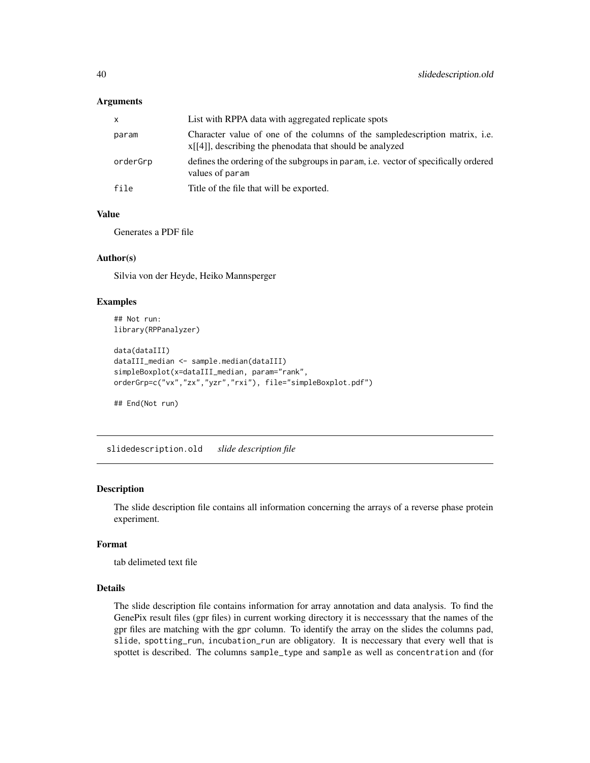### Arguments

| | |
|---|---|
| x | List with RPPA data with aggregated replicate spots |
| param | Character value of one of the columns of the sampledescription matrix, i.e. x[[4]], describing the phenodata that should be analyzed |
| orderGrp | defines the ordering of the subgroups in param, i.e. vector of specifically ordered values of param |
| file | Title of the file that will be exported. |

### Value

Generates a PDF file

### Author(s)

Silvia von der Heyde, Heiko Mannsperger

### Examples

```
## Not run:
library(RPPanalyzer)

data(dataIII)
dataIII_median <- sample.median(dataIII)
simpleBoxplot(x=dataIII_median, param="rank",
orderGrp=c("vx","zx","yzr","rxi"), file="simpleBoxplot.pdf")

## End(Not run)
```

---

## slidedescription.old    *slide description file*

---

### Description

The slide description file contains all information concerning the arrays of a reverse phase protein experiment.

### Format

tab delimeted text file

### Details

The slide description file contains information for array annotation and data analysis. To find the GenePix result files (gpr files) in current working directory it is necccessary that the names of the gpr files are matching with the gpr column. To identify the array on the slides the columns pad, slide, spotting_run, incubation_run are obligatory. It is neccessary that every well that is spottet is described. The columns sample_type and sample as well as concentration and (for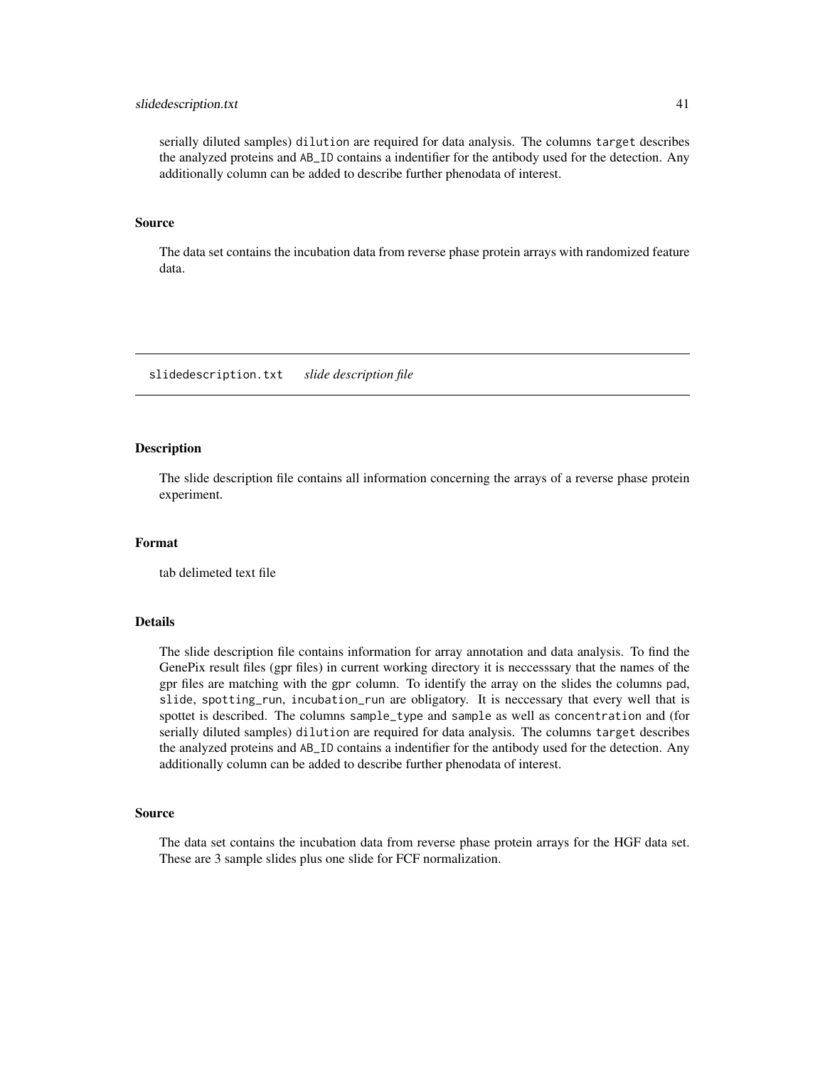serially diluted samples) `dilution` are required for data analysis. The columns `target` describes the analyzed proteins and `AB_ID` contains a indentifier for the antibody used for the detection. Any additionally column can be added to describe further phenodata of interest.

### Source

The data set contains the incubation data from reverse phase protein arrays with randomized feature data.

---

## slidedescription.txt *slide description file*

---

### Description

The slide description file contains all information concerning the arrays of a reverse phase protein experiment.

### Format

tab delimeted text file

### Details

The slide description file contains information for array annotation and data analysis. To find the GenePix result files (gpr files) in current working directory it is neccesssary that the names of the gpr files are matching with the `gpr` column. To identify the array on the slides the columns `pad`, `slide`, `spotting_run`, `incubation_run` are obligatory. It is neccessary that every well that is spottet is described. The columns `sample_type` and `sample` as well as `concentration` and (for serially diluted samples) `dilution` are required for data analysis. The columns `target` describes the analyzed proteins and `AB_ID` contains a indentifier for the antibody used for the detection. Any additionally column can be added to describe further phenodata of interest.

### Source

The data set contains the incubation data from reverse phase protein arrays for the HGF data set. These are 3 sample slides plus one slide for FCF normalization.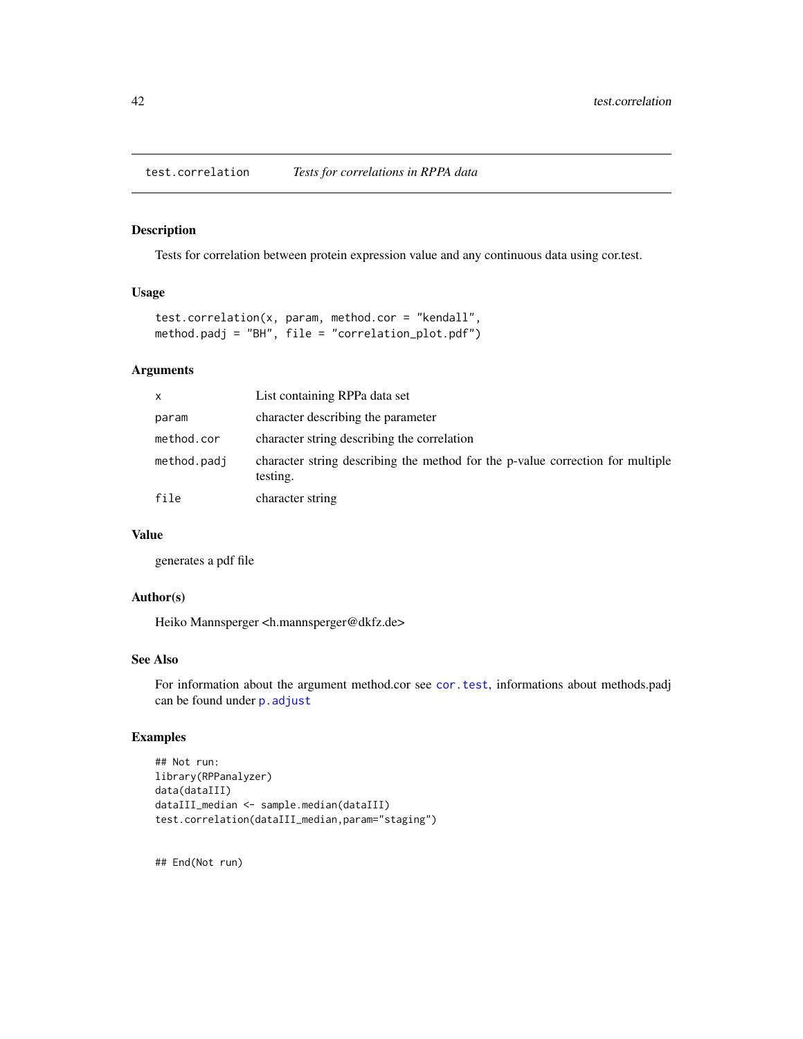# test.correlation *Tests for correlations in RPPA data*

## Description

Tests for correlation between protein expression value and any continuous data using cor.test.

## Usage

```
test.correlation(x, param, method.cor = "kendall",
method.padj = "BH", file = "correlation_plot.pdf")
```

## Arguments

| | |
|---|---|
| `x` | List containing RPPa data set |
| `param` | character describing the parameter |
| `method.cor` | character string describing the correlation |
| `method.padj` | character string describing the method for the p-value correction for multiple testing. |
| `file` | character string |

## Value

generates a pdf file

## Author(s)

Heiko Mannsperger <h.mannsperger@dkfz.de>

## See Also

For information about the argument method.cor see `cor.test`, informations about methods.padj can be found under `p.adjust`

## Examples

```
## Not run:
library(RPPanalyzer)
data(dataIII)
dataIII_median <- sample.median(dataIII)
test.correlation(dataIII_median,param="staging")


## End(Not run)
```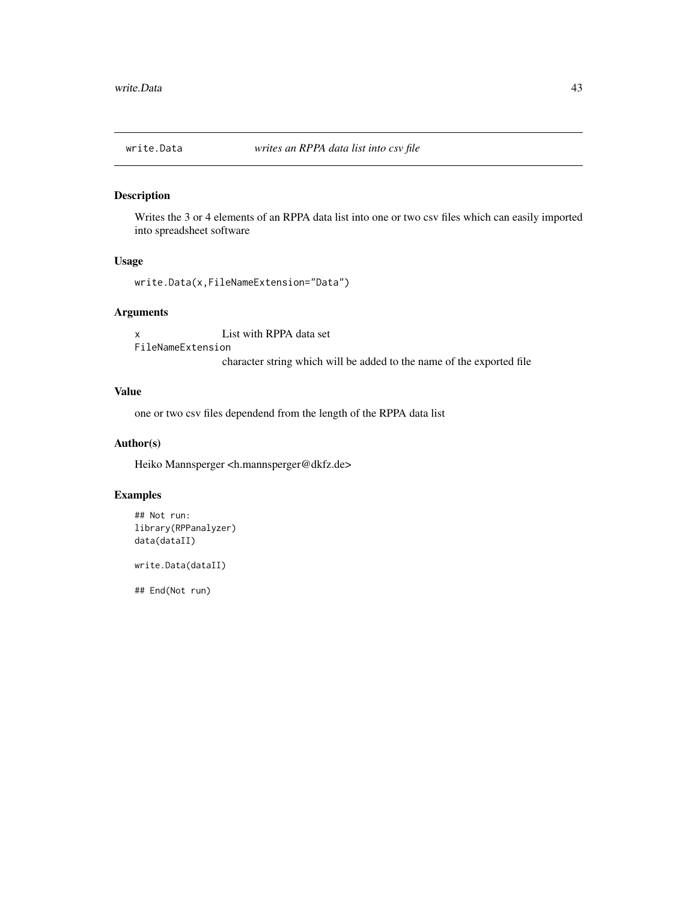## write.Data *writes an RPPA data list into csv file*

### Description

Writes the 3 or 4 elements of an RPPA data list into one or two csv files which can easily imported into spreadsheet software

### Usage

```
write.Data(x,FileNameExtension="Data")
```

### Arguments

`x` List with RPPA data set

`FileNameExtension` character string which will be added to the name of the exported file

### Value

one or two csv files dependend from the length of the RPPA data list

### Author(s)

Heiko Mannsperger <h.mannsperger@dkfz.de>

### Examples

```
## Not run:
library(RPPanalyzer)
data(dataII)

write.Data(dataII)

## End(Not run)
```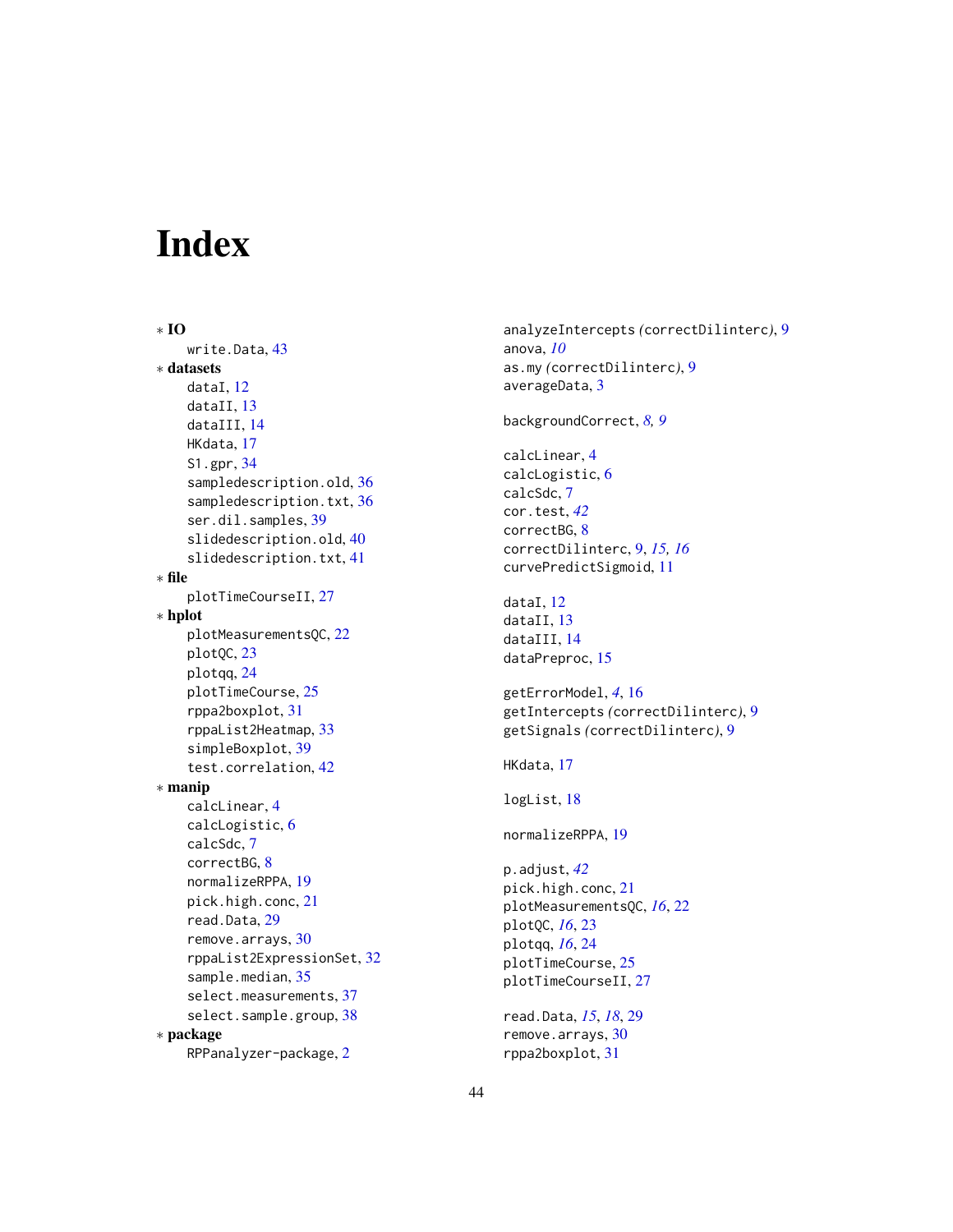# Index

* **IO**
  - write.Data, 43
* **datasets**
  - dataI, 12
  - dataII, 13
  - dataIII, 14
  - HKdata, 17
  - S1.gpr, 34
  - sampledescription.old, 36
  - sampledescription.txt, 36
  - ser.dil.samples, 39
  - slidedescription.old, 40
  - slidedescription.txt, 41
* **file**
  - plotTimeCourseII, 27
* **hplot**
  - plotMeasurementsQC, 22
  - plotQC, 23
  - plotqq, 24
  - plotTimeCourse, 25
  - rppa2boxplot, 31
  - rppaList2Heatmap, 33
  - simpleBoxplot, 39
  - test.correlation, 42
* **manip**
  - calcLinear, 4
  - calcLogistic, 6
  - calcSdc, 7
  - correctBG, 8
  - normalizeRPPA, 19
  - pick.high.conc, 21
  - read.Data, 29
  - remove.arrays, 30
  - rppaList2ExpressionSet, 32
  - sample.median, 35
  - select.measurements, 37
  - select.sample.group, 38
* **package**
  - RPPanalyzer-package, 2

analyzeIntercepts *(correctDilinterc)*, 9
anova, *10*
as.my *(correctDilinterc)*, 9
averageData, 3

backgroundCorrect, *8*, *9*

calcLinear, 4
calcLogistic, 6
calcSdc, 7
cor.test, *42*
correctBG, 8
correctDilinterc, 9, *15*, *16*
curvePredictSigmoid, 11

dataI, 12
dataII, 13
dataIII, 14
dataPreproc, 15

getErrorModel, *4*, 16
getIntercepts *(correctDilinterc)*, 9
getSignals *(correctDilinterc)*, 9

HKdata, 17

logList, 18

normalizeRPPA, 19

p.adjust, *42*
pick.high.conc, 21
plotMeasurementsQC, *16*, 22
plotQC, *16*, 23
plotqq, *16*, 24
plotTimeCourse, 25
plotTimeCourseII, 27

read.Data, *15*, *18*, 29
remove.arrays, 30
rppa2boxplot, 31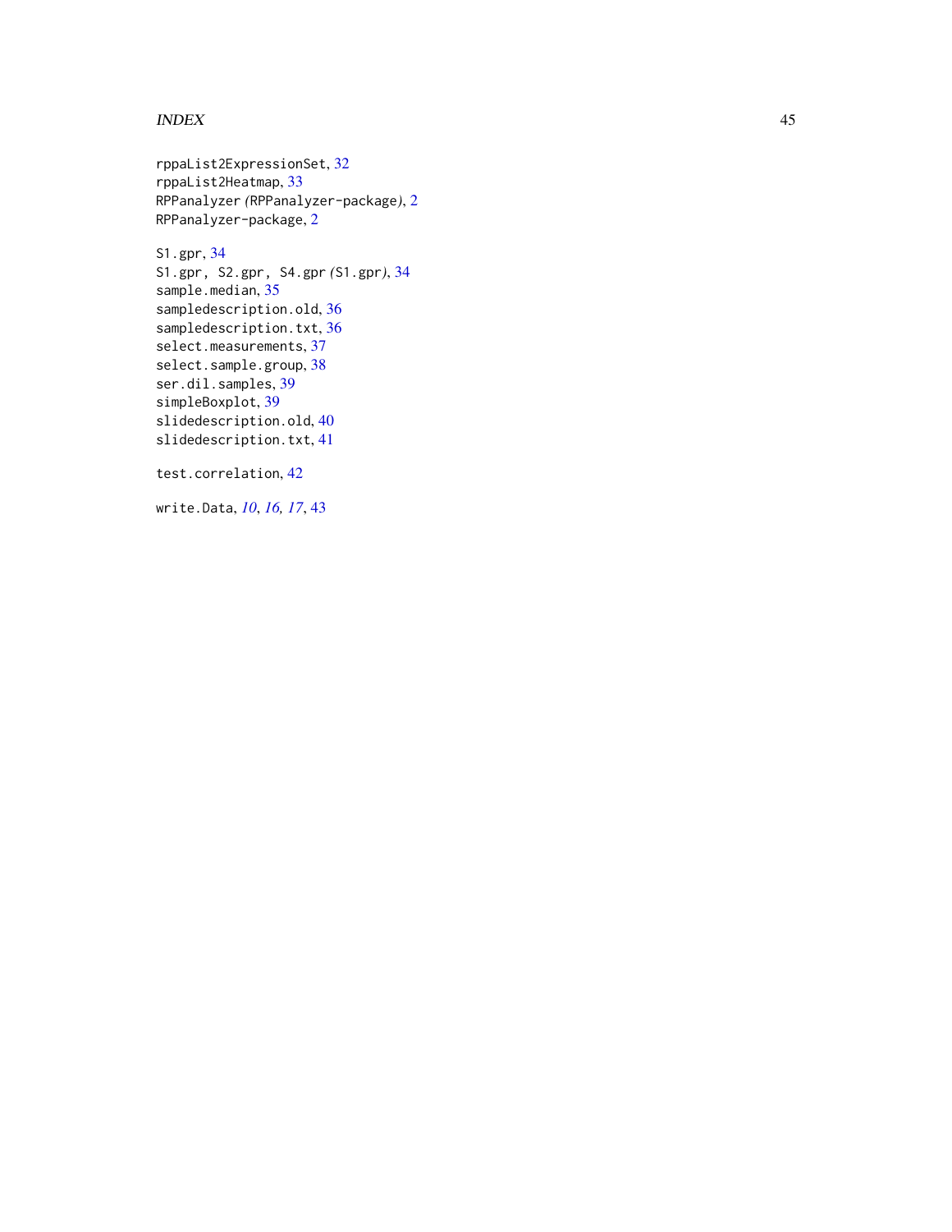rppaList2ExpressionSet, 32
rppaList2Heatmap, 33
RPPanalyzer (RPPanalyzer-package), 2
RPPanalyzer-package, 2

S1.gpr, 34
S1.gpr, S2.gpr, S4.gpr (S1.gpr), 34
sample.median, 35
sampledescription.old, 36
sampledescription.txt, 36
select.measurements, 37
select.sample.group, 38
ser.dil.samples, 39
simpleBoxplot, 39
slidedescription.old, 40
slidedescription.txt, 41

test.correlation, 42

write.Data, *10*, *16*, *17*, 43